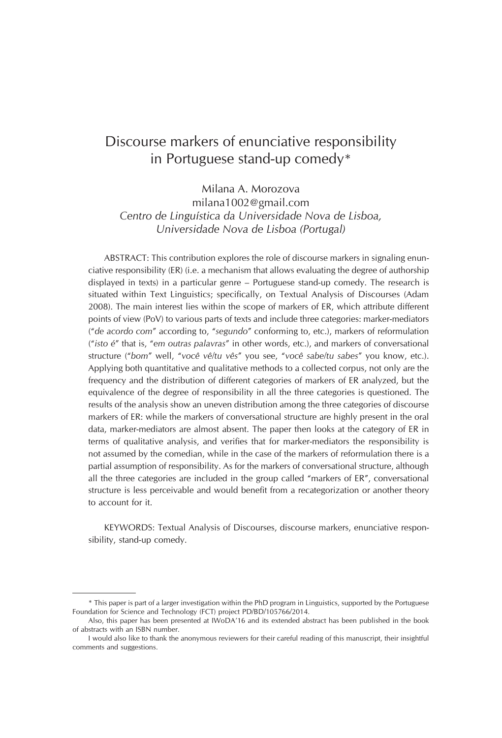# Discourse markers of enunciative responsibility in Portuguese stand-up comedy*

Milana A. Morozova
milana1002@gmail.com
*Centro de Linguística da Universidade Nova de Lisboa, Universidade Nova de Lisboa (Portugal)*

ABSTRACT: This contribution explores the role of discourse markers in signaling enunciative responsibility (ER) (i.e. a mechanism that allows evaluating the degree of authorship displayed in texts) in a particular genre – Portuguese stand-up comedy. The research is situated within Text Linguistics; specifically, on Textual Analysis of Discourses (Adam 2008). The main interest lies within the scope of markers of ER, which attribute different points of view (PoV) to various parts of texts and include three categories: marker-mediators ("*de acordo com*" according to, "*segundo*" conforming to, etc.), markers of reformulation ("*isto é*" that is, "*em outras palavras*" in other words, etc.), and markers of conversational structure ("*bom*" well, "*você vê/tu vês*" you see, "*você sabe/tu sabes*" you know, etc.). Applying both quantitative and qualitative methods to a collected corpus, not only are the frequency and the distribution of different categories of markers of ER analyzed, but the equivalence of the degree of responsibility in all the three categories is questioned. The results of the analysis show an uneven distribution among the three categories of discourse markers of ER: while the markers of conversational structure are highly present in the oral data, marker-mediators are almost absent. The paper then looks at the category of ER in terms of qualitative analysis, and verifies that for marker-mediators the responsibility is not assumed by the comedian, while in the case of the markers of reformulation there is a partial assumption of responsibility. As for the markers of conversational structure, although all the three categories are included in the group called "markers of ER", conversational structure is less perceivable and would benefit from a recategorization or another theory to account for it.

KEYWORDS: Textual Analysis of Discourses, discourse markers, enunciative responsibility, stand-up comedy.

---

\* This paper is part of a larger investigation within the PhD program in Linguistics, supported by the Portuguese Foundation for Science and Technology (FCT) project PD/BD/105766/2014.

Also, this paper has been presented at IWoDA'16 and its extended abstract has been published in the book of abstracts with an ISBN number.

I would also like to thank the anonymous reviewers for their careful reading of this manuscript, their insightful comments and suggestions.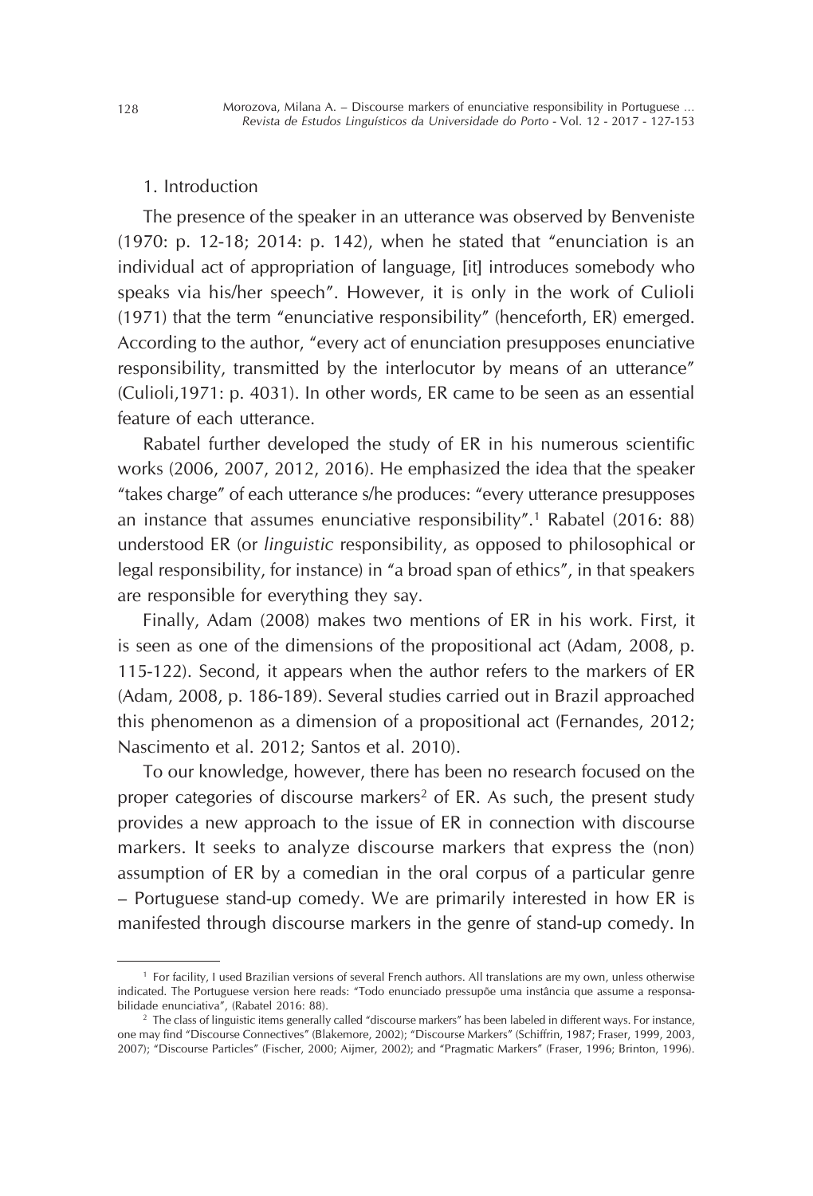## 1. Introduction

The presence of the speaker in an utterance was observed by Benveniste (1970: p. 12-18; 2014: p. 142), when he stated that "enunciation is an individual act of appropriation of language, [it] introduces somebody who speaks via his/her speech". However, it is only in the work of Culioli (1971) that the term "enunciative responsibility" (henceforth, ER) emerged. According to the author, "every act of enunciation presupposes enunciative responsibility, transmitted by the interlocutor by means of an utterance" (Culioli,1971: p. 4031). In other words, ER came to be seen as an essential feature of each utterance.

Rabatel further developed the study of ER in his numerous scientific works (2006, 2007, 2012, 2016). He emphasized the idea that the speaker "takes charge" of each utterance s/he produces: "every utterance presupposes an instance that assumes enunciative responsibility".[1] Rabatel (2016: 88) understood ER (or *linguistic* responsibility, as opposed to philosophical or legal responsibility, for instance) in "a broad span of ethics", in that speakers are responsible for everything they say.

Finally, Adam (2008) makes two mentions of ER in his work. First, it is seen as one of the dimensions of the propositional act (Adam, 2008, p. 115-122). Second, it appears when the author refers to the markers of ER (Adam, 2008, p. 186-189). Several studies carried out in Brazil approached this phenomenon as a dimension of a propositional act (Fernandes, 2012; Nascimento et al. 2012; Santos et al. 2010).

To our knowledge, however, there has been no research focused on the proper categories of discourse markers[2] of ER. As such, the present study provides a new approach to the issue of ER in connection with discourse markers. It seeks to analyze discourse markers that express the (non) assumption of ER by a comedian in the oral corpus of a particular genre – Portuguese stand-up comedy. We are primarily interested in how ER is manifested through discourse markers in the genre of stand-up comedy. In

---

[1] For facility, I used Brazilian versions of several French authors. All translations are my own, unless otherwise indicated. The Portuguese version here reads: "Todo enunciado pressupõe uma instância que assume a responsabilidade enunciativa", (Rabatel 2016: 88).

[2] The class of linguistic items generally called "discourse markers" has been labeled in different ways. For instance, one may find "Discourse Connectives" (Blakemore, 2002); "Discourse Markers" (Schiffrin, 1987; Fraser, 1999, 2003, 2007); "Discourse Particles" (Fischer, 2000; Aijmer, 2002); and "Pragmatic Markers" (Fraser, 1996; Brinton, 1996).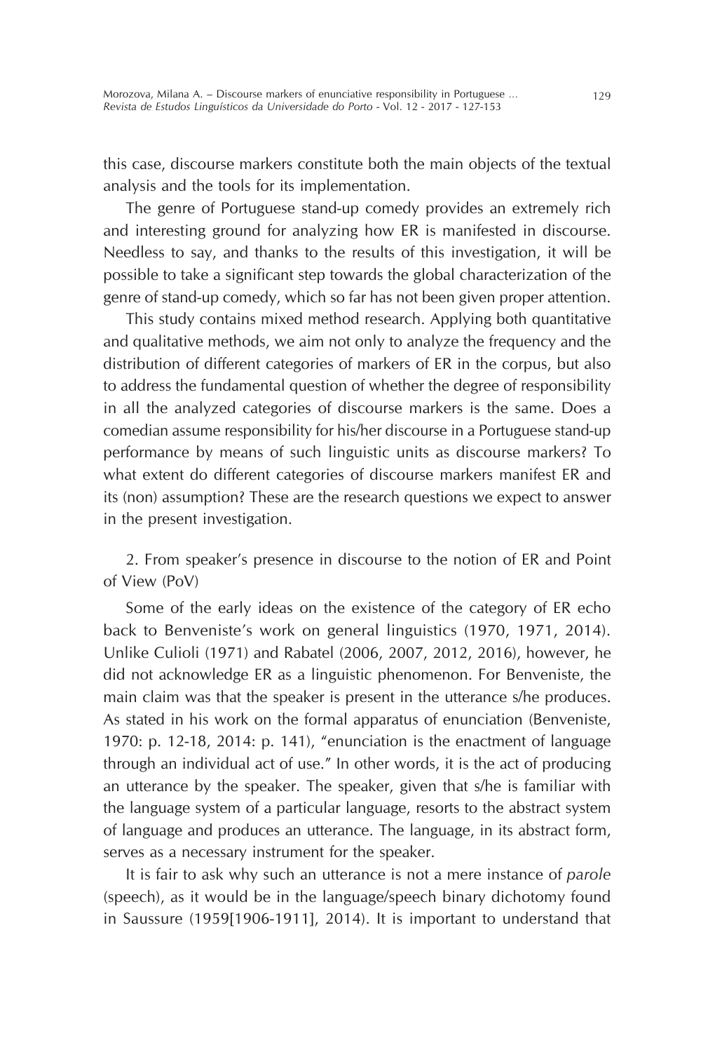this case, discourse markers constitute both the main objects of the textual analysis and the tools for its implementation.

The genre of Portuguese stand-up comedy provides an extremely rich and interesting ground for analyzing how ER is manifested in discourse. Needless to say, and thanks to the results of this investigation, it will be possible to take a significant step towards the global characterization of the genre of stand-up comedy, which so far has not been given proper attention.

This study contains mixed method research. Applying both quantitative and qualitative methods, we aim not only to analyze the frequency and the distribution of different categories of markers of ER in the corpus, but also to address the fundamental question of whether the degree of responsibility in all the analyzed categories of discourse markers is the same. Does a comedian assume responsibility for his/her discourse in a Portuguese stand-up performance by means of such linguistic units as discourse markers? To what extent do different categories of discourse markers manifest ER and its (non) assumption? These are the research questions we expect to answer in the present investigation.

## 2. From speaker's presence in discourse to the notion of ER and Point of View (PoV)

Some of the early ideas on the existence of the category of ER echo back to Benveniste's work on general linguistics (1970, 1971, 2014). Unlike Culioli (1971) and Rabatel (2006, 2007, 2012, 2016), however, he did not acknowledge ER as a linguistic phenomenon. For Benveniste, the main claim was that the speaker is present in the utterance s/he produces. As stated in his work on the formal apparatus of enunciation (Benveniste, 1970: p. 12-18, 2014: p. 141), "enunciation is the enactment of language through an individual act of use." In other words, it is the act of producing an utterance by the speaker. The speaker, given that s/he is familiar with the language system of a particular language, resorts to the abstract system of language and produces an utterance. The language, in its abstract form, serves as a necessary instrument for the speaker.

It is fair to ask why such an utterance is not a mere instance of *parole* (speech), as it would be in the language/speech binary dichotomy found in Saussure (1959[1906-1911], 2014). It is important to understand that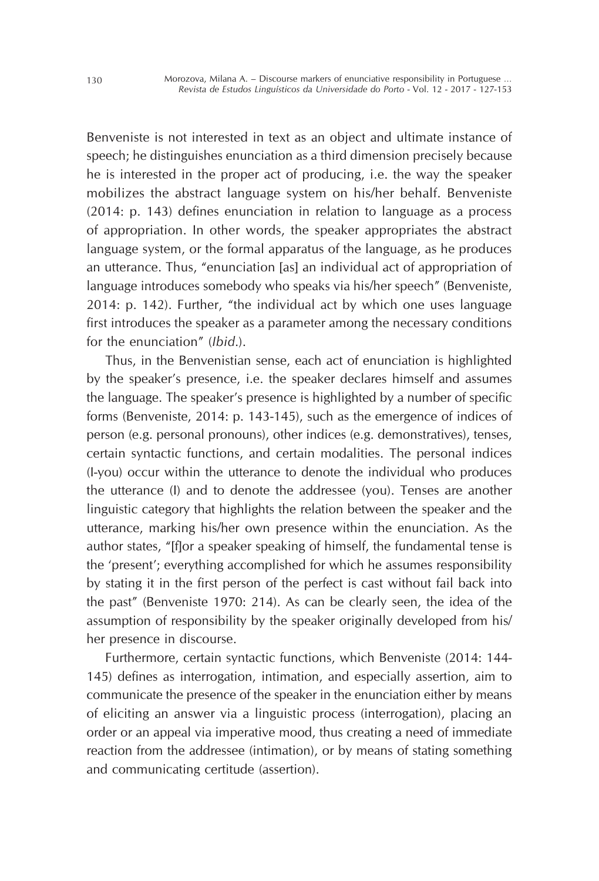Benveniste is not interested in text as an object and ultimate instance of speech; he distinguishes enunciation as a third dimension precisely because he is interested in the proper act of producing, i.e. the way the speaker mobilizes the abstract language system on his/her behalf. Benveniste (2014: p. 143) defines enunciation in relation to language as a process of appropriation. In other words, the speaker appropriates the abstract language system, or the formal apparatus of the language, as he produces an utterance. Thus, "enunciation [as] an individual act of appropriation of language introduces somebody who speaks via his/her speech" (Benveniste, 2014: p. 142). Further, "the individual act by which one uses language first introduces the speaker as a parameter among the necessary conditions for the enunciation" (*Ibid*.).

Thus, in the Benvenistian sense, each act of enunciation is highlighted by the speaker's presence, i.e. the speaker declares himself and assumes the language. The speaker's presence is highlighted by a number of specific forms (Benveniste, 2014: p. 143-145), such as the emergence of indices of person (e.g. personal pronouns), other indices (e.g. demonstratives), tenses, certain syntactic functions, and certain modalities. The personal indices (I-you) occur within the utterance to denote the individual who produces the utterance (I) and to denote the addressee (you). Tenses are another linguistic category that highlights the relation between the speaker and the utterance, marking his/her own presence within the enunciation. As the author states, "[f]or a speaker speaking of himself, the fundamental tense is the 'present'; everything accomplished for which he assumes responsibility by stating it in the first person of the perfect is cast without fail back into the past" (Benveniste 1970: 214). As can be clearly seen, the idea of the assumption of responsibility by the speaker originally developed from his/her presence in discourse.

Furthermore, certain syntactic functions, which Benveniste (2014: 144-145) defines as interrogation, intimation, and especially assertion, aim to communicate the presence of the speaker in the enunciation either by means of eliciting an answer via a linguistic process (interrogation), placing an order or an appeal via imperative mood, thus creating a need of immediate reaction from the addressee (intimation), or by means of stating something and communicating certitude (assertion).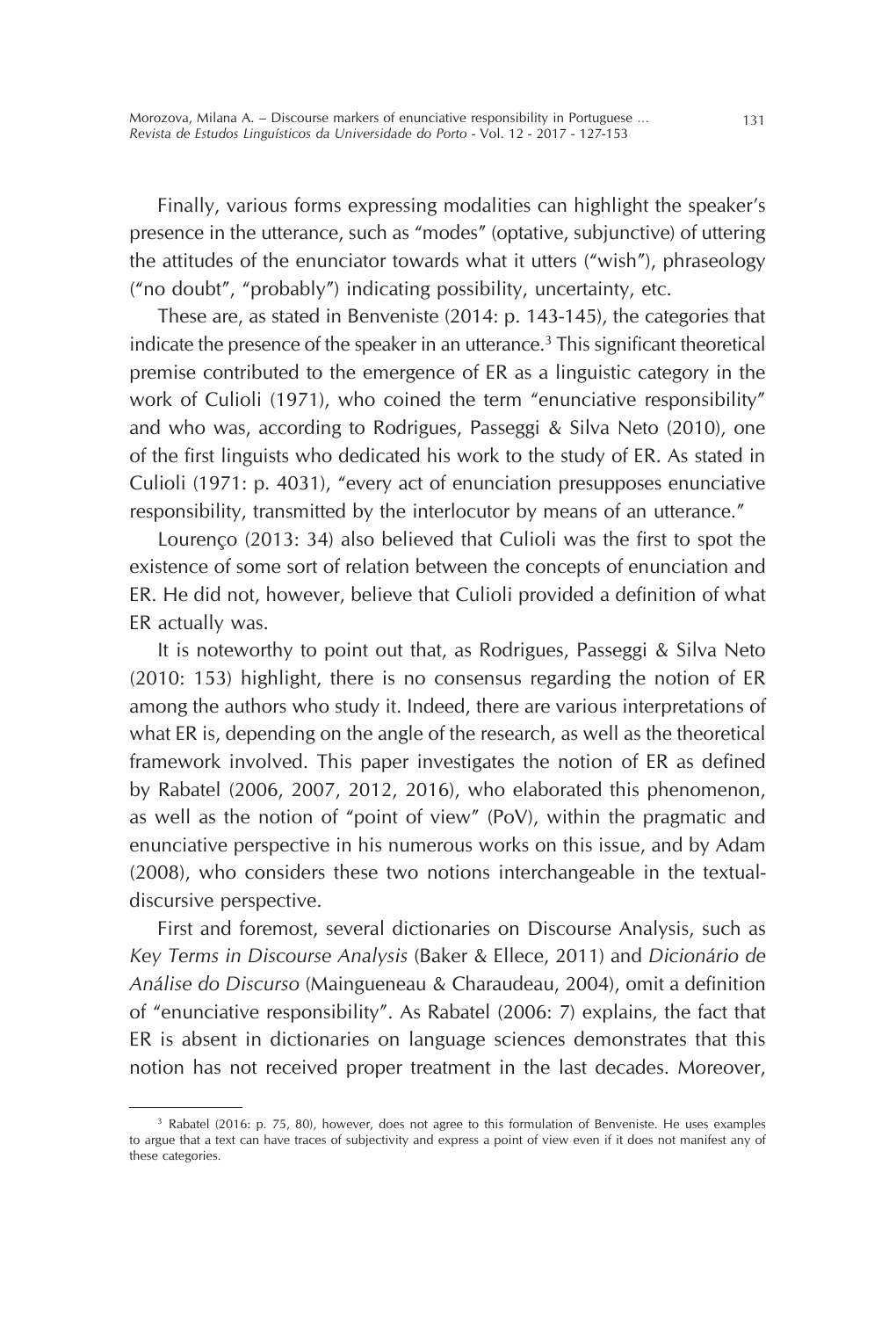Finally, various forms expressing modalities can highlight the speaker's presence in the utterance, such as "modes" (optative, subjunctive) of uttering the attitudes of the enunciator towards what it utters ("wish"), phraseology ("no doubt", "probably") indicating possibility, uncertainty, etc.

These are, as stated in Benveniste (2014: p. 143-145), the categories that indicate the presence of the speaker in an utterance.[3] This significant theoretical premise contributed to the emergence of ER as a linguistic category in the work of Culioli (1971), who coined the term "enunciative responsibility" and who was, according to Rodrigues, Passeggi & Silva Neto (2010), one of the first linguists who dedicated his work to the study of ER. As stated in Culioli (1971: p. 4031), "every act of enunciation presupposes enunciative responsibility, transmitted by the interlocutor by means of an utterance."

Lourenço (2013: 34) also believed that Culioli was the first to spot the existence of some sort of relation between the concepts of enunciation and ER. He did not, however, believe that Culioli provided a definition of what ER actually was.

It is noteworthy to point out that, as Rodrigues, Passeggi & Silva Neto (2010: 153) highlight, there is no consensus regarding the notion of ER among the authors who study it. Indeed, there are various interpretations of what ER is, depending on the angle of the research, as well as the theoretical framework involved. This paper investigates the notion of ER as defined by Rabatel (2006, 2007, 2012, 2016), who elaborated this phenomenon, as well as the notion of "point of view" (PoV), within the pragmatic and enunciative perspective in his numerous works on this issue, and by Adam (2008), who considers these two notions interchangeable in the textual-discursive perspective.

First and foremost, several dictionaries on Discourse Analysis, such as *Key Terms in Discourse Analysis* (Baker & Ellece, 2011) and *Dicionário de Análise do Discurso* (Maingueneau & Charaudeau, 2004), omit a definition of "enunciative responsibility". As Rabatel (2006: 7) explains, the fact that ER is absent in dictionaries on language sciences demonstrates that this notion has not received proper treatment in the last decades. Moreover,

---

[3] Rabatel (2016: p. 75, 80), however, does not agree to this formulation of Benveniste. He uses examples to argue that a text can have traces of subjectivity and express a point of view even if it does not manifest any of these categories.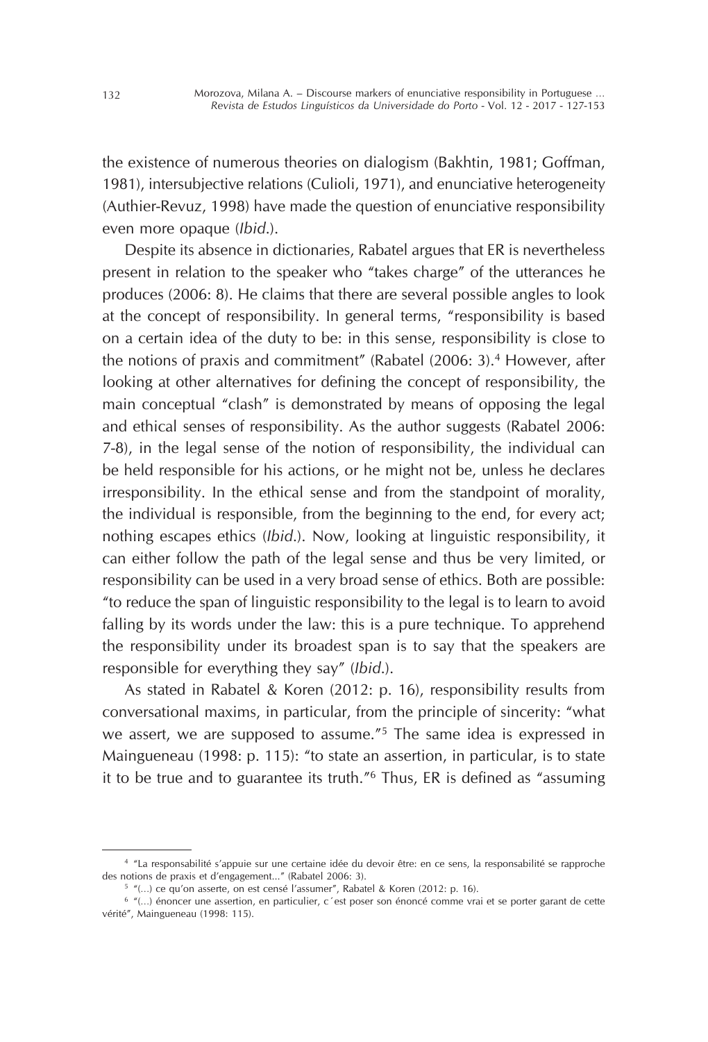the existence of numerous theories on dialogism (Bakhtin, 1981; Goffman, 1981), intersubjective relations (Culioli, 1971), and enunciative heterogeneity (Authier-Revuz, 1998) have made the question of enunciative responsibility even more opaque (*Ibid.*).

Despite its absence in dictionaries, Rabatel argues that ER is nevertheless present in relation to the speaker who "takes charge" of the utterances he produces (2006: 8). He claims that there are several possible angles to look at the concept of responsibility. In general terms, "responsibility is based on a certain idea of the duty to be: in this sense, responsibility is close to the notions of praxis and commitment" (Rabatel (2006: 3).[4] However, after looking at other alternatives for defining the concept of responsibility, the main conceptual "clash" is demonstrated by means of opposing the legal and ethical senses of responsibility. As the author suggests (Rabatel 2006: 7-8), in the legal sense of the notion of responsibility, the individual can be held responsible for his actions, or he might not be, unless he declares irresponsibility. In the ethical sense and from the standpoint of morality, the individual is responsible, from the beginning to the end, for every act; nothing escapes ethics (*Ibid.*). Now, looking at linguistic responsibility, it can either follow the path of the legal sense and thus be very limited, or responsibility can be used in a very broad sense of ethics. Both are possible: "to reduce the span of linguistic responsibility to the legal is to learn to avoid falling by its words under the law: this is a pure technique. To apprehend the responsibility under its broadest span is to say that the speakers are responsible for everything they say" (*Ibid.*).

As stated in Rabatel & Koren (2012: p. 16), responsibility results from conversational maxims, in particular, from the principle of sincerity: "what we assert, we are supposed to assume."[5] The same idea is expressed in Maingueneau (1998: p. 115): "to state an assertion, in particular, is to state it to be true and to guarantee its truth."[6] Thus, ER is defined as "assuming

---

[4] "La responsabilité s'appuie sur une certaine idée du devoir être: en ce sens, la responsabilité se rapproche des notions de praxis et d'engagement..." (Rabatel 2006: 3).

[5] "(...) ce qu'on asserte, on est censé l'assumer", Rabatel & Koren (2012: p. 16).

[6] "(...) énoncer une assertion, en particulier, c´est poser son énoncé comme vrai et se porter garant de cette vérité", Maingueneau (1998: 115).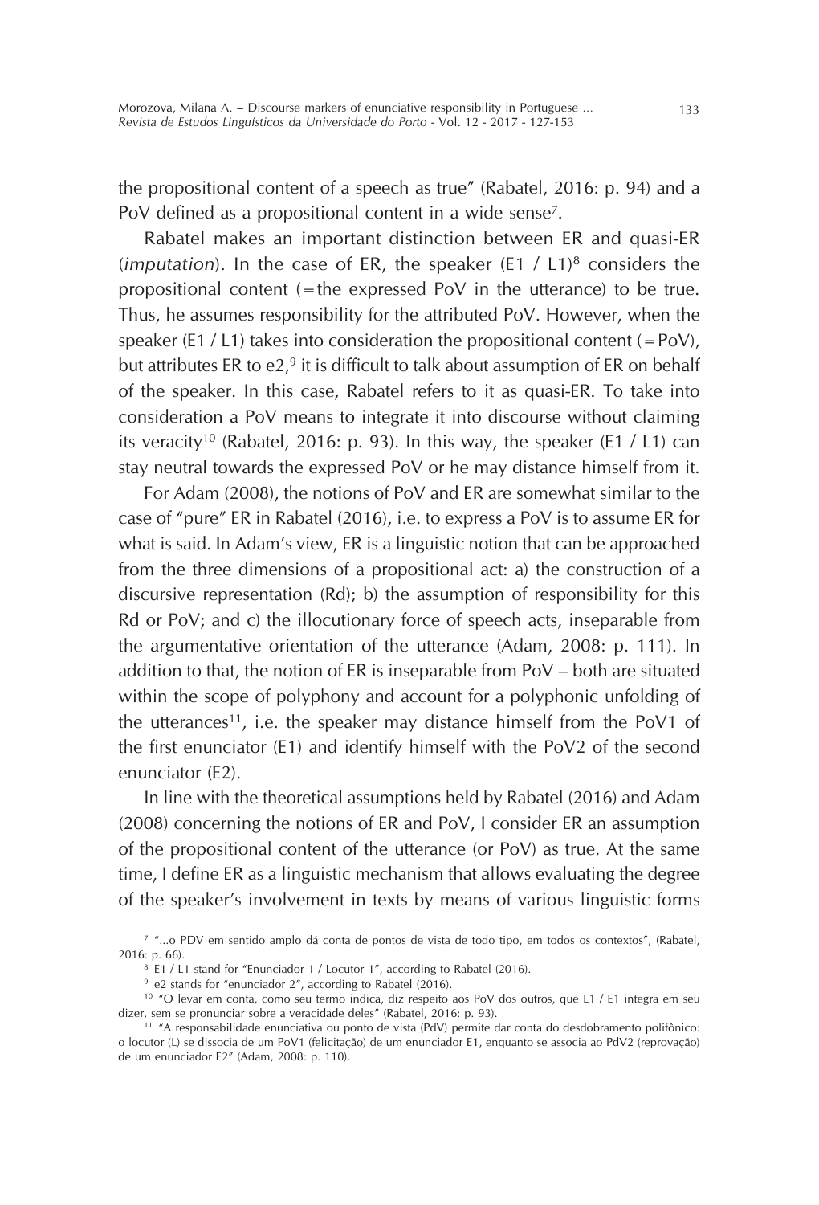the propositional content of a speech as true" (Rabatel, 2016: p. 94) and a PoV defined as a propositional content in a wide sense[7].

Rabatel makes an important distinction between ER and quasi-ER (*imputation*). In the case of ER, the speaker (E1 / L1)[8] considers the propositional content (=the expressed PoV in the utterance) to be true. Thus, he assumes responsibility for the attributed PoV. However, when the speaker (E1 / L1) takes into consideration the propositional content (=PoV), but attributes ER to e2,[9] it is difficult to talk about assumption of ER on behalf of the speaker. In this case, Rabatel refers to it as quasi-ER. To take into consideration a PoV means to integrate it into discourse without claiming its veracity[10] (Rabatel, 2016: p. 93). In this way, the speaker (E1 / L1) can stay neutral towards the expressed PoV or he may distance himself from it.

For Adam (2008), the notions of PoV and ER are somewhat similar to the case of "pure" ER in Rabatel (2016), i.e. to express a PoV is to assume ER for what is said. In Adam's view, ER is a linguistic notion that can be approached from the three dimensions of a propositional act: a) the construction of a discursive representation (Rd); b) the assumption of responsibility for this Rd or PoV; and c) the illocutionary force of speech acts, inseparable from the argumentative orientation of the utterance (Adam, 2008: p. 111). In addition to that, the notion of ER is inseparable from PoV – both are situated within the scope of polyphony and account for a polyphonic unfolding of the utterances[11], i.e. the speaker may distance himself from the PoV1 of the first enunciator (E1) and identify himself with the PoV2 of the second enunciator (E2).

In line with the theoretical assumptions held by Rabatel (2016) and Adam (2008) concerning the notions of ER and PoV, I consider ER an assumption of the propositional content of the utterance (or PoV) as true. At the same time, I define ER as a linguistic mechanism that allows evaluating the degree of the speaker's involvement in texts by means of various linguistic forms

---

[7] "...o PDV em sentido amplo dá conta de pontos de vista de todo tipo, em todos os contextos", (Rabatel, 2016: p. 66).

[8] E1 / L1 stand for "Enunciador 1 / Locutor 1", according to Rabatel (2016).

[9] e2 stands for "enunciador 2", according to Rabatel (2016).

[10] "O levar em conta, como seu termo indica, diz respeito aos PoV dos outros, que L1 / E1 integra em seu dizer, sem se pronunciar sobre a veracidade deles" (Rabatel, 2016: p. 93).

[11] "A responsabilidade enunciativa ou ponto de vista (PdV) permite dar conta do desdobramento polifônico: o locutor (L) se dissocia de um PoV1 (felicitação) de um enunciador E1, enquanto se associa ao PdV2 (reprovação) de um enunciador E2" (Adam, 2008: p. 110).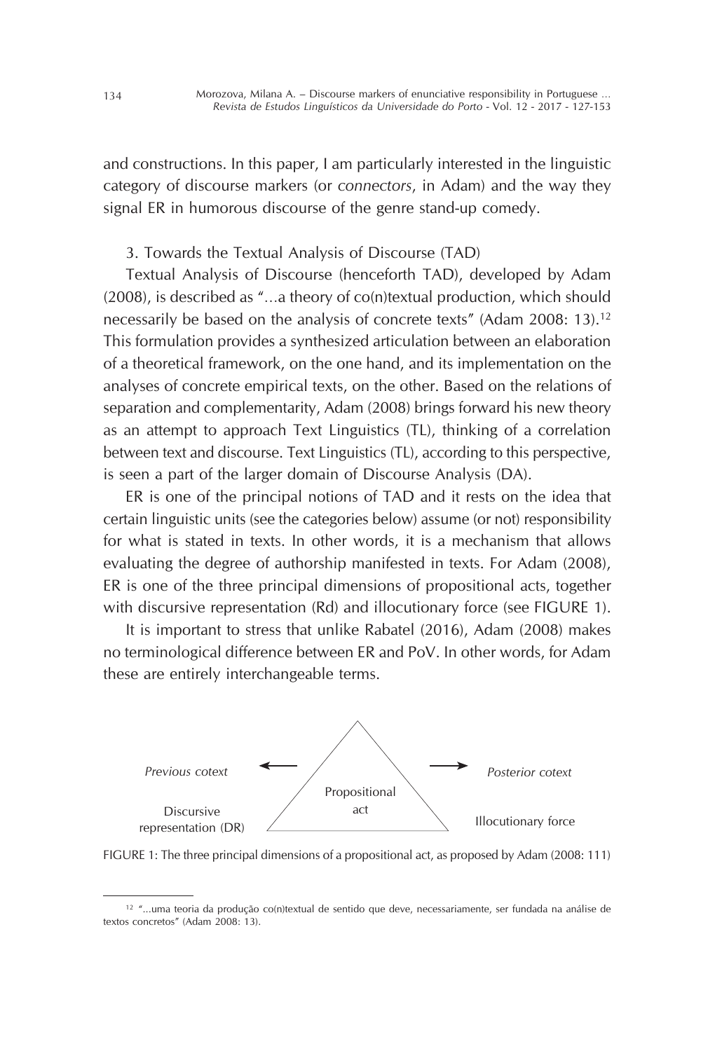and constructions. In this paper, I am particularly interested in the linguistic category of discourse markers (or *connectors*, in Adam) and the way they signal ER in humorous discourse of the genre stand-up comedy.

## 3. Towards the Textual Analysis of Discourse (TAD)

Textual Analysis of Discourse (henceforth TAD), developed by Adam (2008), is described as "…a theory of co(n)textual production, which should necessarily be based on the analysis of concrete texts" (Adam 2008: 13).[12] This formulation provides a synthesized articulation between an elaboration of a theoretical framework, on the one hand, and its implementation on the analyses of concrete empirical texts, on the other. Based on the relations of separation and complementarity, Adam (2008) brings forward his new theory as an attempt to approach Text Linguistics (TL), thinking of a correlation between text and discourse. Text Linguistics (TL), according to this perspective, is seen a part of the larger domain of Discourse Analysis (DA).

ER is one of the principal notions of TAD and it rests on the idea that certain linguistic units (see the categories below) assume (or not) responsibility for what is stated in texts. In other words, it is a mechanism that allows evaluating the degree of authorship manifested in texts. For Adam (2008), ER is one of the three principal dimensions of propositional acts, together with discursive representation (Rd) and illocutionary force (see FIGURE 1).

It is important to stress that unlike Rabatel (2016), Adam (2008) makes no terminological difference between ER and PoV. In other words, for Adam these are entirely interchangeable terms.

*Previous cotext* ← Propositional act → *Posterior cotext*

Discursive representation (DR) — Illocutionary force

FIGURE 1: The three principal dimensions of a propositional act, as proposed by Adam (2008: 111)

---

[12] "...uma teoria da produção co(n)textual de sentido que deve, necessariamente, ser fundada na análise de textos concretos" (Adam 2008: 13).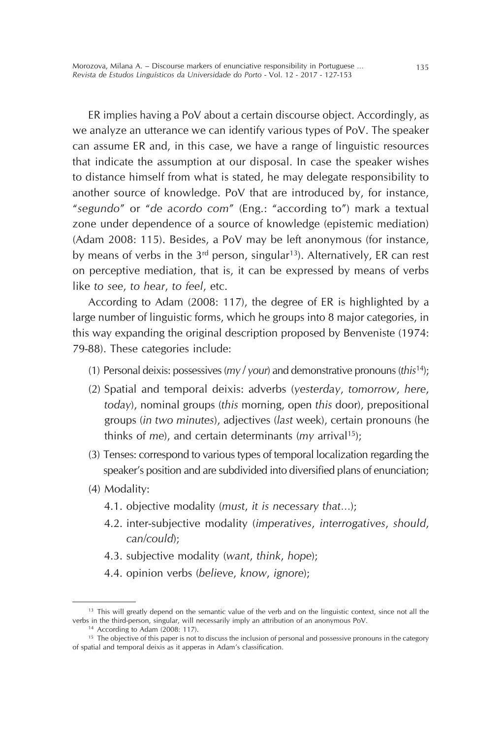ER implies having a PoV about a certain discourse object. Accordingly, as we analyze an utterance we can identify various types of PoV. The speaker can assume ER and, in this case, we have a range of linguistic resources that indicate the assumption at our disposal. In case the speaker wishes to distance himself from what is stated, he may delegate responsibility to another source of knowledge. PoV that are introduced by, for instance, "*segundo*" or "*de acordo com*" (Eng.: "according to") mark a textual zone under dependence of a source of knowledge (epistemic mediation) (Adam 2008: 115). Besides, a PoV may be left anonymous (for instance, by means of verbs in the 3rd person, singular[13]). Alternatively, ER can rest on perceptive mediation, that is, it can be expressed by means of verbs like *to see*, *to hear*, *to feel*, etc.

According to Adam (2008: 117), the degree of ER is highlighted by a large number of linguistic forms, which he groups into 8 major categories, in this way expanding the original description proposed by Benveniste (1974: 79-88). These categories include:

(1) Personal deixis: possessives (*my* / *your*) and demonstrative pronouns (*this*[14]);

(2) Spatial and temporal deixis: adverbs (*yesterday*, *tomorrow*, *here*, *today*), nominal groups (*this* morning, open *this* door), prepositional groups (*in two minutes*), adjectives (*last* week), certain pronouns (he thinks of *me*), and certain determinants (*my* arrival[15]);

(3) Tenses: correspond to various types of temporal localization regarding the speaker's position and are subdivided into diversified plans of enunciation;

(4) Modality:

   4.1. objective modality (*must*, *it is necessary that*...);

   4.2. inter-subjective modality (*imperatives*, *interrogatives*, *should*, *can/could*);

   4.3. subjective modality (*want*, *think*, *hope*);

   4.4. opinion verbs (*believe*, *know*, *ignore*);

---

[13] This will greatly depend on the semantic value of the verb and on the linguistic context, since not all the verbs in the third-person, singular, will necessarily imply an attribution of an anonymous PoV.

[14] According to Adam (2008: 117).

[15] The objective of this paper is not to discuss the inclusion of personal and possessive pronouns in the category of spatial and temporal deixis as it apperas in Adam's classification.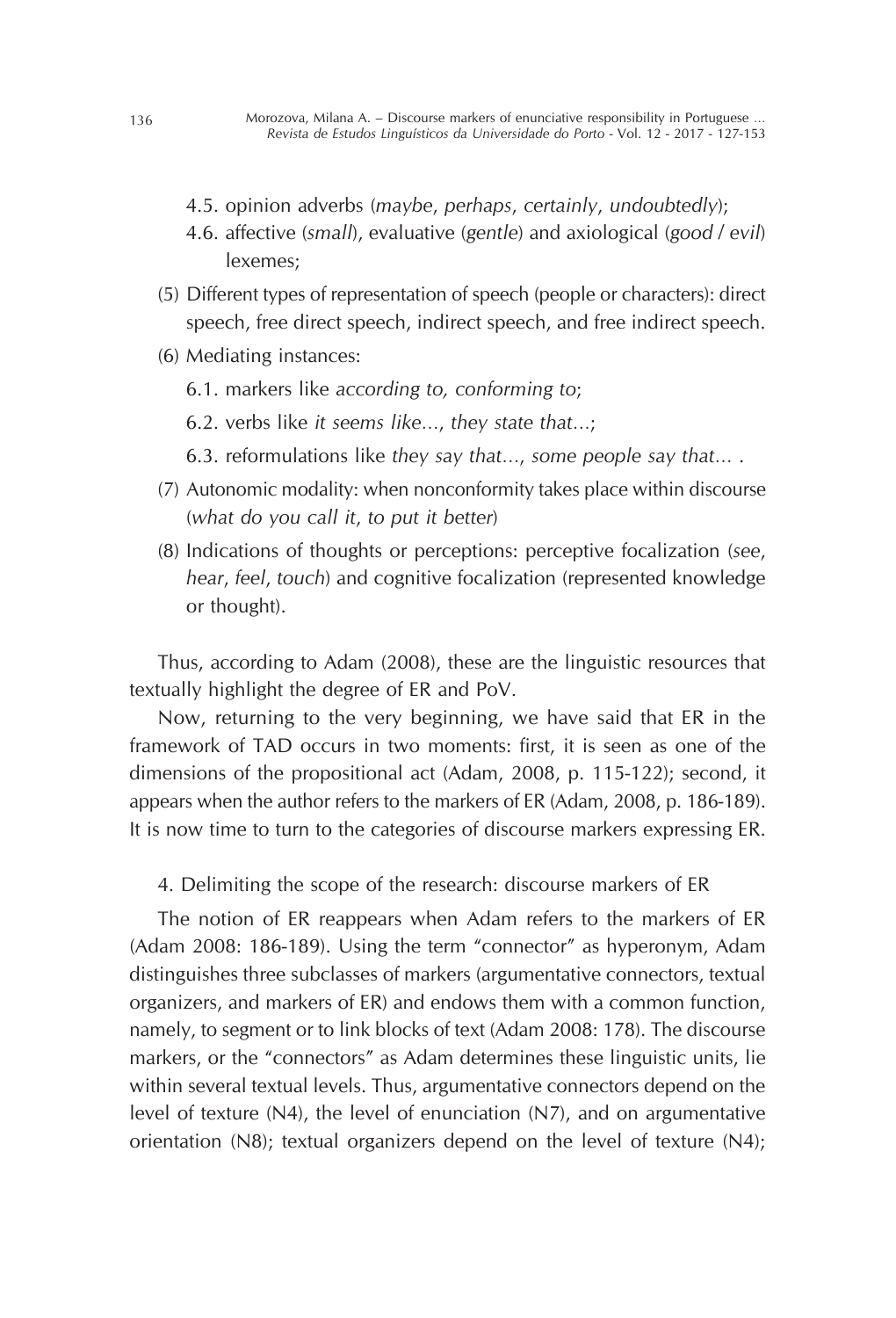4.5. opinion adverbs (*maybe*, *perhaps*, *certainly*, *undoubtedly*);

4.6. affective (*small*), evaluative (*gentle*) and axiological (*good* / *evil*) lexemes;

(5) Different types of representation of speech (people or characters): direct speech, free direct speech, indirect speech, and free indirect speech.

(6) Mediating instances:

6.1. markers like *according to, conforming to*;

6.2. verbs like *it seems like…*, *they state that…*;

6.3. reformulations like *they say that…*, *some people say that…* .

(7) Autonomic modality: when nonconformity takes place within discourse (*what do you call it*, *to put it better*)

(8) Indications of thoughts or perceptions: perceptive focalization (*see*, *hear*, *feel*, *touch*) and cognitive focalization (represented knowledge or thought).

Thus, according to Adam (2008), these are the linguistic resources that textually highlight the degree of ER and PoV.

Now, returning to the very beginning, we have said that ER in the framework of TAD occurs in two moments: first, it is seen as one of the dimensions of the propositional act (Adam, 2008, p. 115-122); second, it appears when the author refers to the markers of ER (Adam, 2008, p. 186-189). It is now time to turn to the categories of discourse markers expressing ER.

## 4. Delimiting the scope of the research: discourse markers of ER

The notion of ER reappears when Adam refers to the markers of ER (Adam 2008: 186-189). Using the term "connector" as hyperonym, Adam distinguishes three subclasses of markers (argumentative connectors, textual organizers, and markers of ER) and endows them with a common function, namely, to segment or to link blocks of text (Adam 2008: 178). The discourse markers, or the "connectors" as Adam determines these linguistic units, lie within several textual levels. Thus, argumentative connectors depend on the level of texture (N4), the level of enunciation (N7), and on argumentative orientation (N8); textual organizers depend on the level of texture (N4);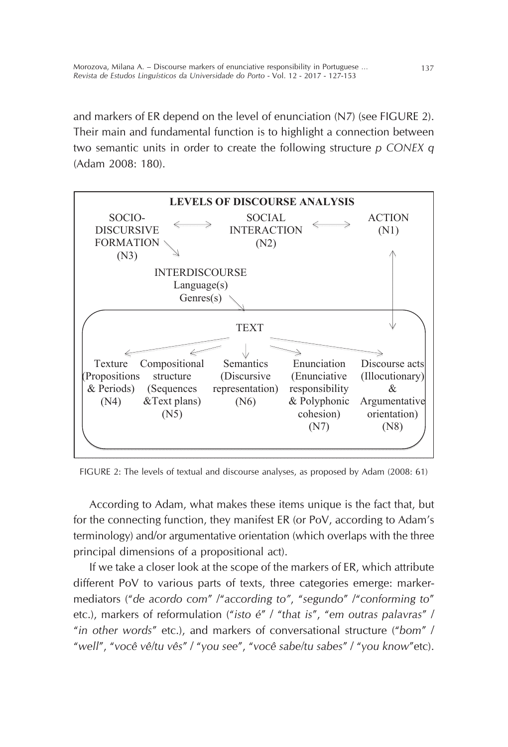and markers of ER depend on the level of enunciation (N7) (see FIGURE 2). Their main and fundamental function is to highlight a connection between two semantic units in order to create the following structure *p CONEX q* (Adam 2008: 180).

**LEVELS OF DISCOURSE ANALYSIS**

SOCIO-DISCURSIVE FORMATION (N3) ⟷ SOCIAL INTERACTION (N2) ⟷ ACTION (N1)

INTERDISCOURSE
Language(s)
Genres(s)

TEXT

| Texture (Propositions & Periods) (N4) | Compositional structure (Sequences &Text plans) (N5) | Semantics (Discursive representation) (N6) | Enunciation (Enunciative responsibility & Polyphonic cohesion) (N7) | Discourse acts (Illocutionary) & Argumentative orientation) (N8) |
|---|---|---|---|---|

FIGURE 2: The levels of textual and discourse analyses, as proposed by Adam (2008: 61)

According to Adam, what makes these items unique is the fact that, but for the connecting function, they manifest ER (or PoV, according to Adam's terminology) and/or argumentative orientation (which overlaps with the three principal dimensions of a propositional act).

If we take a closer look at the scope of the markers of ER, which attribute different PoV to various parts of texts, three categories emerge: marker-mediators ("*de acordo com*" /"*according to*", "*segundo*" /"*conforming to*" etc.), markers of reformulation ("*isto é*" / "*that is*", "*em outras palavras*" / "*in other words*" etc.), and markers of conversational structure ("*bom*" / "*well*", "*você vê/tu vês*" / "*you see*", "*você sabe/tu sabes*" / "*you know*"etc).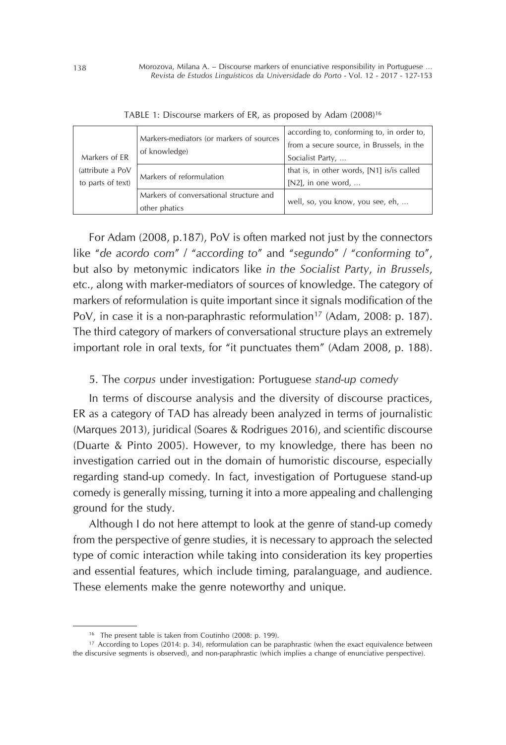TABLE 1: Discourse markers of ER, as proposed by Adam (2008)[16]

| | | |
|---|---|---|
| Markers of ER (attribute a PoV to parts of text) | Markers-mediators (or markers of sources of knowledge) | according to, conforming to, in order to, from a secure source, in Brussels, in the Socialist Party, ... |
| | Markers of reformulation | that is, in other words, [N1] is/is called [N2], in one word, ... |
| | Markers of conversational structure and other phatics | well, so, you know, you see, eh, ... |

For Adam (2008, p.187), PoV is often marked not just by the connectors like "*de acordo com*" / "*according to*" and "*segundo*" / "*conforming to*", but also by metonymic indicators like *in the Socialist Party*, *in Brussels*, etc., along with marker-mediators of sources of knowledge. The category of markers of reformulation is quite important since it signals modification of the PoV, in case it is a non-paraphrastic reformulation[17] (Adam, 2008: p. 187). The third category of markers of conversational structure plays an extremely important role in oral texts, for "it punctuates them" (Adam 2008, p. 188).

## 5. The *corpus* under investigation: Portuguese *stand-up comedy*

In terms of discourse analysis and the diversity of discourse practices, ER as a category of TAD has already been analyzed in terms of journalistic (Marques 2013), juridical (Soares & Rodrigues 2016), and scientific discourse (Duarte & Pinto 2005). However, to my knowledge, there has been no investigation carried out in the domain of humoristic discourse, especially regarding stand-up comedy. In fact, investigation of Portuguese stand-up comedy is generally missing, turning it into a more appealing and challenging ground for the study.

Although I do not here attempt to look at the genre of stand-up comedy from the perspective of genre studies, it is necessary to approach the selected type of comic interaction while taking into consideration its key properties and essential features, which include timing, paralanguage, and audience. These elements make the genre noteworthy and unique.

---

[16] The present table is taken from Coutinho (2008: p. 199).

[17] According to Lopes (2014: p. 34), reformulation can be paraphrastic (when the exact equivalence between the discursive segments is observed), and non-paraphrastic (which implies a change of enunciative perspective).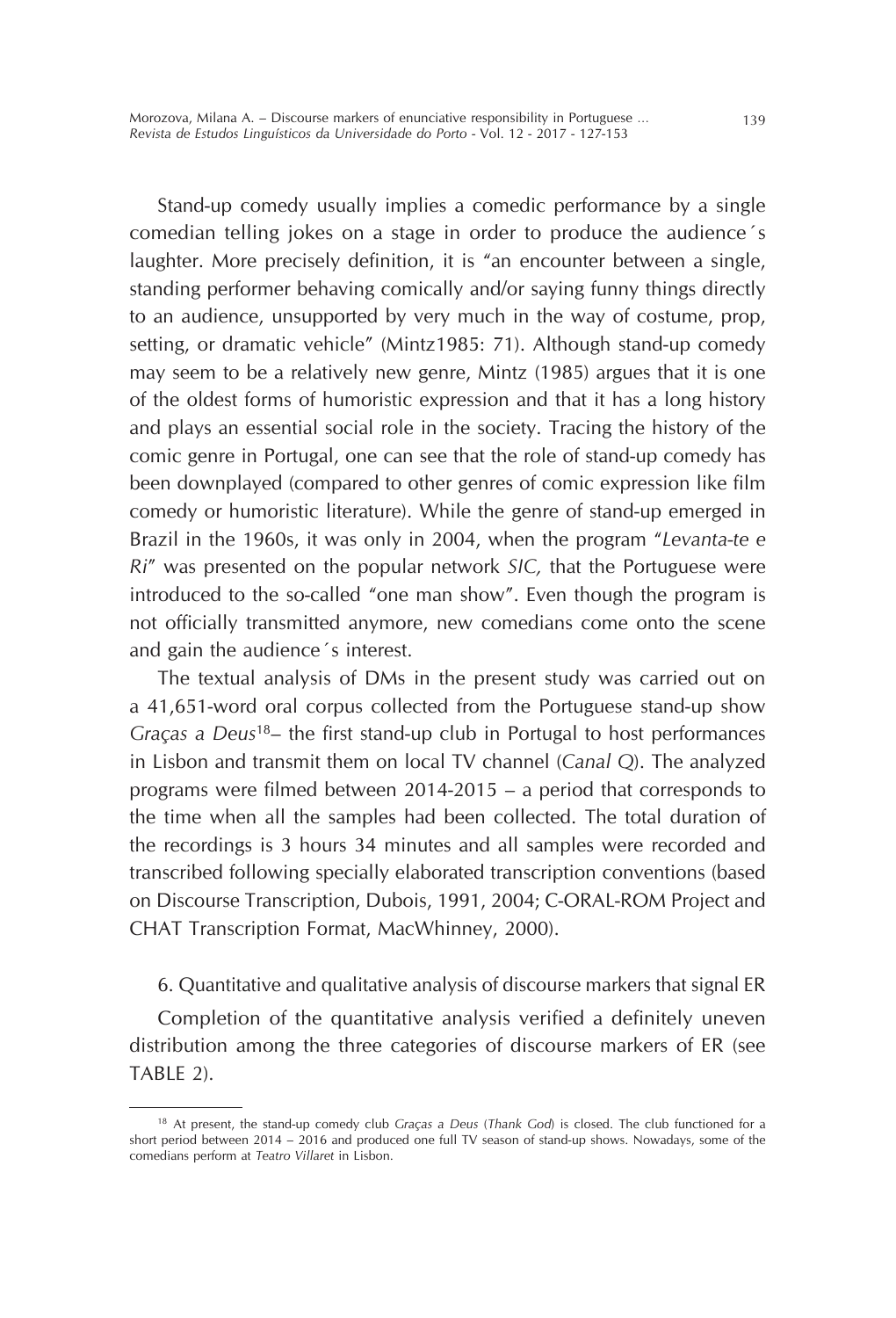Stand-up comedy usually implies a comedic performance by a single comedian telling jokes on a stage in order to produce the audience´s laughter. More precisely definition, it is "an encounter between a single, standing performer behaving comically and/or saying funny things directly to an audience, unsupported by very much in the way of costume, prop, setting, or dramatic vehicle" (Mintz1985: 71). Although stand-up comedy may seem to be a relatively new genre, Mintz (1985) argues that it is one of the oldest forms of humoristic expression and that it has a long history and plays an essential social role in the society. Tracing the history of the comic genre in Portugal, one can see that the role of stand-up comedy has been downplayed (compared to other genres of comic expression like film comedy or humoristic literature). While the genre of stand-up emerged in Brazil in the 1960s, it was only in 2004, when the program "*Levanta-te e Ri*" was presented on the popular network *SIC*, that the Portuguese were introduced to the so-called "one man show". Even though the program is not officially transmitted anymore, new comedians come onto the scene and gain the audience´s interest.

The textual analysis of DMs in the present study was carried out on a 41,651-word oral corpus collected from the Portuguese stand-up show *Graças a Deus*[18]– the first stand-up club in Portugal to host performances in Lisbon and transmit them on local TV channel (*Canal Q*). The analyzed programs were filmed between 2014-2015 – a period that corresponds to the time when all the samples had been collected. The total duration of the recordings is 3 hours 34 minutes and all samples were recorded and transcribed following specially elaborated transcription conventions (based on Discourse Transcription, Dubois, 1991, 2004; C-ORAL-ROM Project and CHAT Transcription Format, MacWhinney, 2000).

## 6. Quantitative and qualitative analysis of discourse markers that signal ER

Completion of the quantitative analysis verified a definitely uneven distribution among the three categories of discourse markers of ER (see TABLE 2).

---

[18] At present, the stand-up comedy club *Graças a Deus* (*Thank God*) is closed. The club functioned for a short period between 2014 – 2016 and produced one full TV season of stand-up shows. Nowadays, some of the comedians perform at *Teatro Villaret* in Lisbon.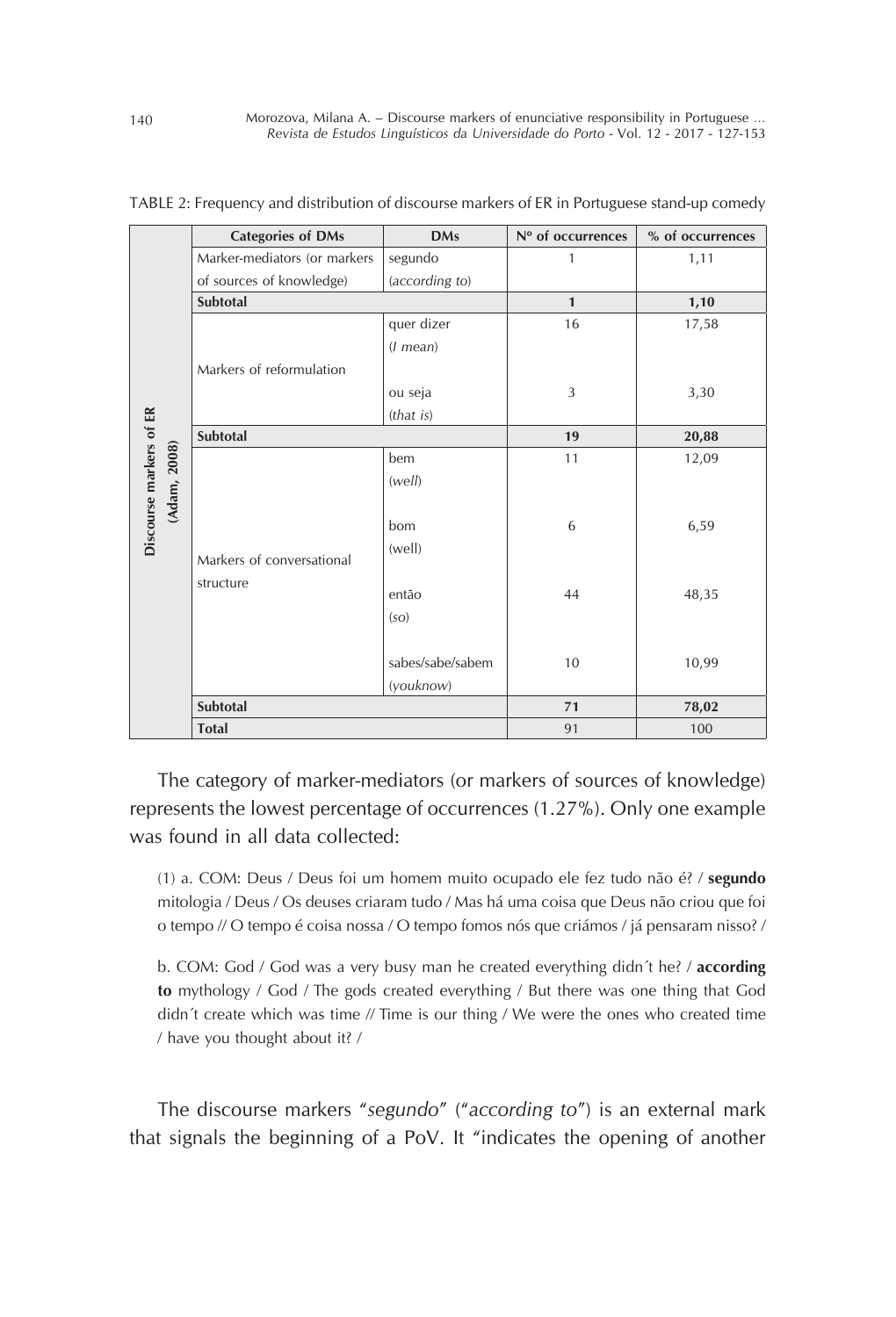TABLE 2: Frequency and distribution of discourse markers of ER in Portuguese stand-up comedy

| | Categories of DMs | DMs | Nº of occurrences | % of occurrences |
|---|---|---|---|---|
| Discourse markers of ER (Adam, 2008) | Marker-mediators (or markers of sources of knowledge) | segundo (*according to*) | 1 | 1,11 |
| | **Subtotal** | | **1** | **1,10** |
| | Markers of reformulation | quer dizer (*I mean*) | 16 | 17,58 |
| | | ou seja (*that is*) | 3 | 3,30 |
| | **Subtotal** | | **19** | **20,88** |
| | Markers of conversational structure | bem (*well*) | 11 | 12,09 |
| | | bom (well) | 6 | 6,59 |
| | | então (*so*) | 44 | 48,35 |
| | | sabes/sabe/sabem (*youknow*) | 10 | 10,99 |
| | **Subtotal** | | **71** | **78,02** |
| | **Total** | | 91 | 100 |

The category of marker-mediators (or markers of sources of knowledge) represents the lowest percentage of occurrences (1.27%). Only one example was found in all data collected:

(1) a. COM: Deus / Deus foi um homem muito ocupado ele fez tudo não é? / **segundo** mitologia / Deus / Os deuses criaram tudo / Mas há uma coisa que Deus não criou que foi o tempo // O tempo é coisa nossa / O tempo fomos nós que criámos / já pensaram nisso? /

b. COM: God / God was a very busy man he created everything didn´t he? / **according to** mythology / God / The gods created everything / But there was one thing that God didn´t create which was time // Time is our thing / We were the ones who created time / have you thought about it? /

The discourse markers "*segundo*" ("*according to*") is an external mark that signals the beginning of a PoV. It "indicates the opening of another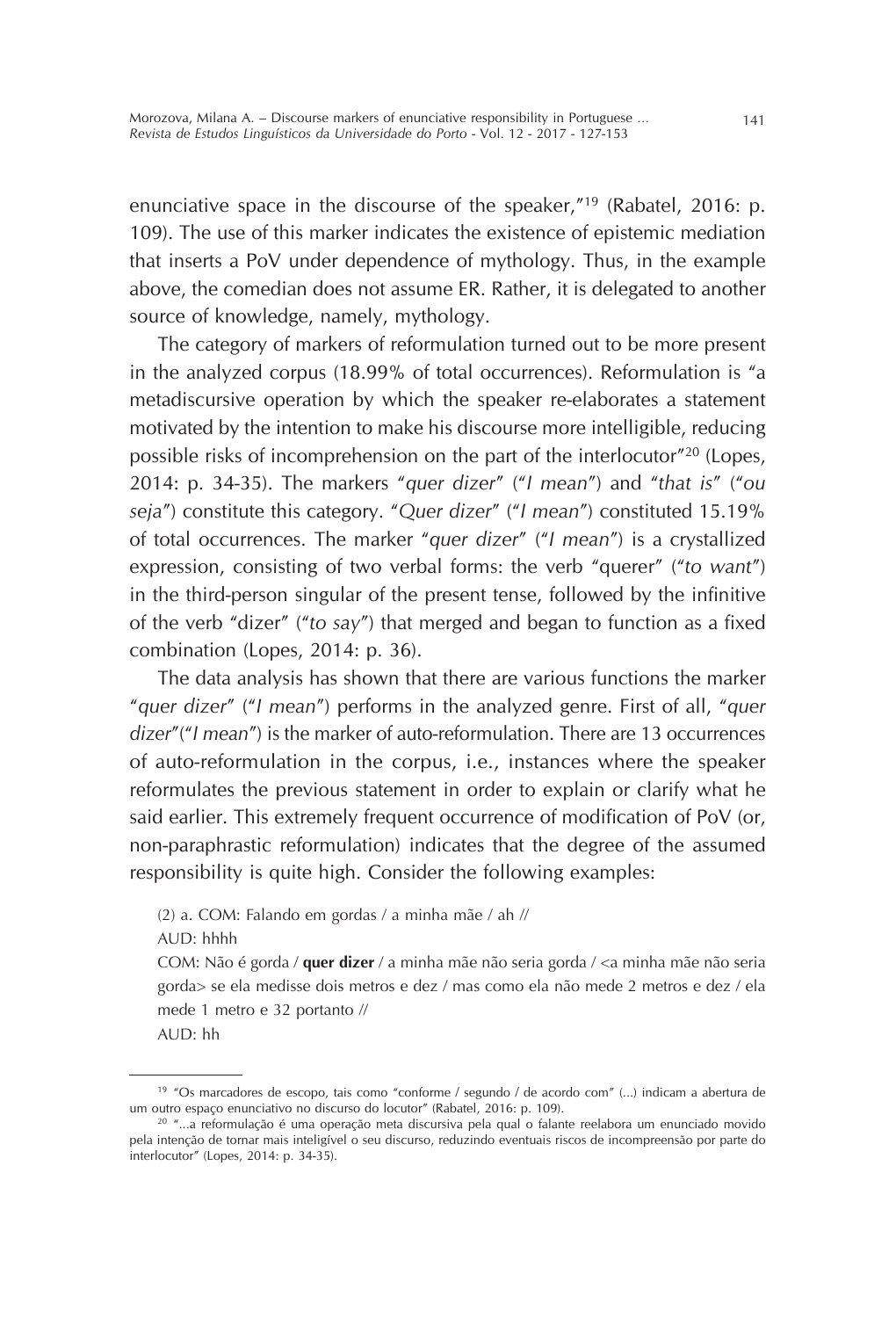enunciative space in the discourse of the speaker,"[19] (Rabatel, 2016: p. 109). The use of this marker indicates the existence of epistemic mediation that inserts a PoV under dependence of mythology. Thus, in the example above, the comedian does not assume ER. Rather, it is delegated to another source of knowledge, namely, mythology.

The category of markers of reformulation turned out to be more present in the analyzed corpus (18.99% of total occurrences). Reformulation is "a metadiscursive operation by which the speaker re-elaborates a statement motivated by the intention to make his discourse more intelligible, reducing possible risks of incomprehension on the part of the interlocutor"[20] (Lopes, 2014: p. 34-35). The markers "*quer dizer*" ("*I mean*") and "*that is*" ("*ou seja*") constitute this category. "*Quer dizer*" ("*I mean*") constituted 15.19% of total occurrences. The marker "*quer dizer*" ("*I mean*") is a crystallized expression, consisting of two verbal forms: the verb "querer" ("*to want*") in the third-person singular of the present tense, followed by the infinitive of the verb "dizer" ("*to say*") that merged and began to function as a fixed combination (Lopes, 2014: p. 36).

The data analysis has shown that there are various functions the marker "*quer dizer*" ("*I mean*") performs in the analyzed genre. First of all, "*quer dizer*"("*I mean*") is the marker of auto-reformulation. There are 13 occurrences of auto-reformulation in the corpus, i.e., instances where the speaker reformulates the previous statement in order to explain or clarify what he said earlier. This extremely frequent occurrence of modification of PoV (or, non-paraphrastic reformulation) indicates that the degree of the assumed responsibility is quite high. Consider the following examples:

(2) a. COM: Falando em gordas / a minha mãe / ah //

AUD: hhhh

COM: Não é gorda / **quer dizer** / a minha mãe não seria gorda / <a minha mãe não seria gorda> se ela medisse dois metros e dez / mas como ela não mede 2 metros e dez / ela mede 1 metro e 32 portanto //

AUD: hh

---

[19] "Os marcadores de escopo, tais como "conforme / segundo / de acordo com" (...) indicam a abertura de um outro espaço enunciativo no discurso do locutor" (Rabatel, 2016: p. 109).

[20] "...a reformulação é uma operação meta discursiva pela qual o falante reelabora um enunciado movido pela intenção de tornar mais inteligível o seu discurso, reduzindo eventuais riscos de incompreensão por parte do interlocutor" (Lopes, 2014: p. 34-35).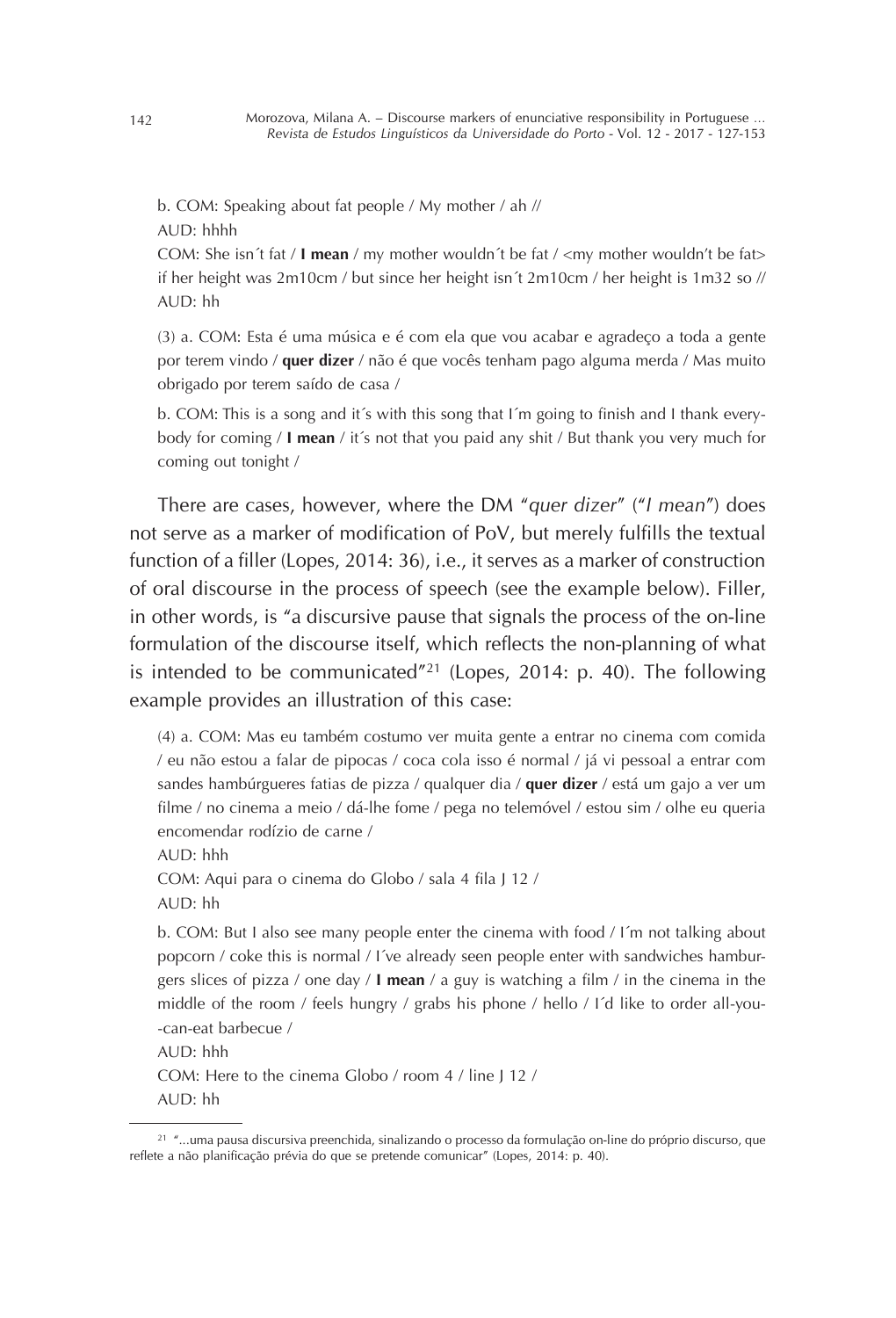b. COM: Speaking about fat people / My mother / ah //

AUD: hhhh

COM: She isn´t fat / **I mean** / my mother wouldn´t be fat / <my mother wouldn't be fat> if her height was 2m10cm / but since her height isn´t 2m10cm / her height is 1m32 so //

AUD: hh

(3) a. COM: Esta é uma música e é com ela que vou acabar e agradeço a toda a gente por terem vindo / **quer dizer** / não é que vocês tenham pago alguma merda / Mas muito obrigado por terem saído de casa /

b. COM: This is a song and it´s with this song that I´m going to finish and I thank everybody for coming / **I mean** / it´s not that you paid any shit / But thank you very much for coming out tonight /

There are cases, however, where the DM "*quer dizer*" ("*I mean*") does not serve as a marker of modification of PoV, but merely fulfills the textual function of a filler (Lopes, 2014: 36), i.e., it serves as a marker of construction of oral discourse in the process of speech (see the example below). Filler, in other words, is "a discursive pause that signals the process of the on-line formulation of the discourse itself, which reflects the non-planning of what is intended to be communicated"[21] (Lopes, 2014: p. 40). The following example provides an illustration of this case:

(4) a. COM: Mas eu também costumo ver muita gente a entrar no cinema com comida / eu não estou a falar de pipocas / coca cola isso é normal / já vi pessoal a entrar com sandes hambúrgueres fatias de pizza / qualquer dia / **quer dizer** / está um gajo a ver um filme / no cinema a meio / dá-lhe fome / pega no telemóvel / estou sim / olhe eu queria encomendar rodízio de carne /

AUD: hhh

COM: Aqui para o cinema do Globo / sala 4 fila J 12 /

AUD: hh

b. COM: But I also see many people enter the cinema with food / I´m not talking about popcorn / coke this is normal / I´ve already seen people enter with sandwiches hamburgers slices of pizza / one day / **I mean** / a guy is watching a film / in the cinema in the middle of the room / feels hungry / grabs his phone / hello / I´d like to order all-you-can-eat barbecue /

AUD: hhh

COM: Here to the cinema Globo / room 4 / line J 12 /

AUD: hh

[21] "...uma pausa discursiva preenchida, sinalizando o processo da formulação on-line do próprio discurso, que reflete a não planificação prévia do que se pretende comunicar" (Lopes, 2014: p. 40).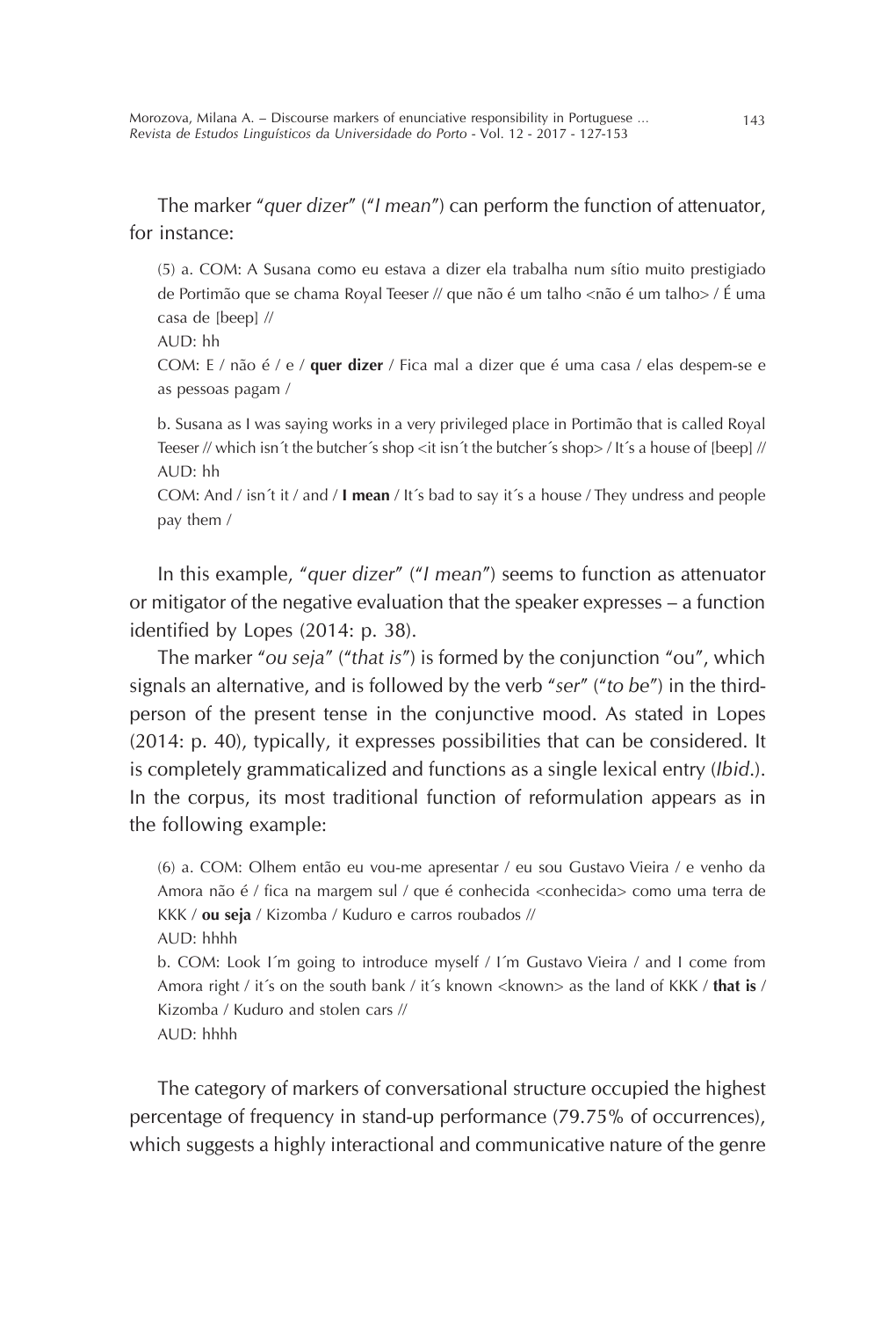The marker "*quer dizer*" ("*I mean*") can perform the function of attenuator, for instance:

(5) a. COM: A Susana como eu estava a dizer ela trabalha num sítio muito prestigiado de Portimão que se chama Royal Teeser // que não é um talho <não é um talho> / É uma casa de [beep] //
AUD: hh
COM: E / não é / e / **quer dizer** / Fica mal a dizer que é uma casa / elas despem-se e as pessoas pagam /

b. Susana as I was saying works in a very privileged place in Portimão that is called Royal Teeser // which isn´t the butcher´s shop <it isn´t the butcher´s shop> / It´s a house of [beep] //
AUD: hh
COM: And / isn´t it / and / **I mean** / It´s bad to say it´s a house / They undress and people pay them /

In this example, "*quer dizer*" ("*I mean*") seems to function as attenuator or mitigator of the negative evaluation that the speaker expresses – a function identified by Lopes (2014: p. 38).

The marker "*ou seja*" ("*that is*") is formed by the conjunction "ou", which signals an alternative, and is followed by the verb "*ser*" ("*to be*") in the third-person of the present tense in the conjunctive mood. As stated in Lopes (2014: p. 40), typically, it expresses possibilities that can be considered. It is completely grammaticalized and functions as a single lexical entry (*Ibid.*). In the corpus, its most traditional function of reformulation appears as in the following example:

(6) a. COM: Olhem então eu vou-me apresentar / eu sou Gustavo Vieira / e venho da Amora não é / fica na margem sul / que é conhecida <conhecida> como uma terra de KKK / **ou seja** / Kizomba / Kuduro e carros roubados //
AUD: hhhh
b. COM: Look I´m going to introduce myself / I´m Gustavo Vieira / and I come from Amora right / it´s on the south bank / it´s known <known> as the land of KKK / **that is** / Kizomba / Kuduro and stolen cars //
AUD: hhhh

The category of markers of conversational structure occupied the highest percentage of frequency in stand-up performance (79.75% of occurrences), which suggests a highly interactional and communicative nature of the genre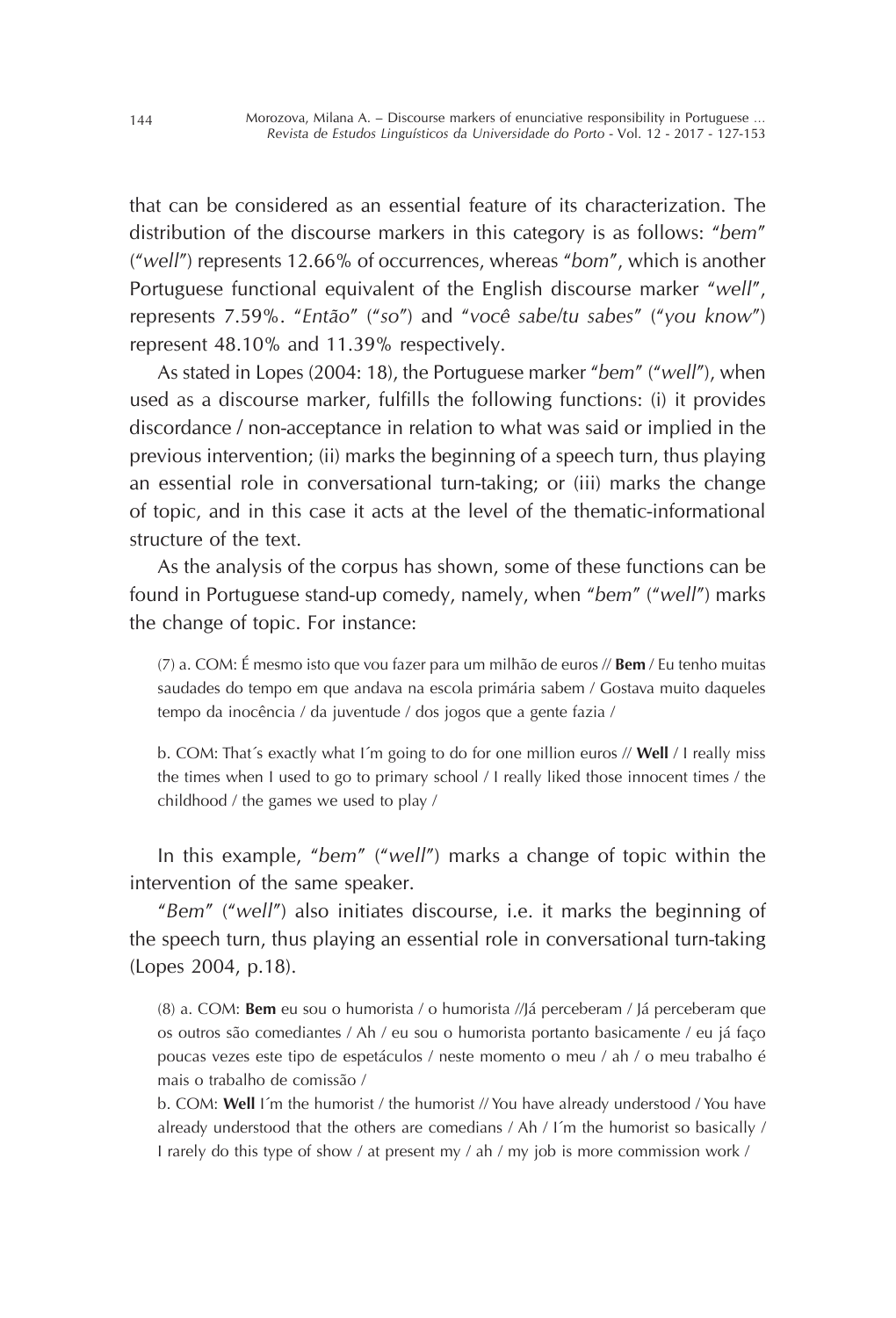that can be considered as an essential feature of its characterization. The distribution of the discourse markers in this category is as follows: "*bem*" ("*well*") represents 12.66% of occurrences, whereas "*bom*", which is another Portuguese functional equivalent of the English discourse marker "*well*", represents 7.59%. "*Então*" ("*so*") and "*você sabe/tu sabes*" ("*you know*") represent 48.10% and 11.39% respectively.

As stated in Lopes (2004: 18), the Portuguese marker "*bem*" ("*well*"), when used as a discourse marker, fulfills the following functions: (i) it provides discordance / non-acceptance in relation to what was said or implied in the previous intervention; (ii) marks the beginning of a speech turn, thus playing an essential role in conversational turn-taking; or (iii) marks the change of topic, and in this case it acts at the level of the thematic-informational structure of the text.

As the analysis of the corpus has shown, some of these functions can be found in Portuguese stand-up comedy, namely, when "*bem*" ("*well*") marks the change of topic. For instance:

(7) a. COM: É mesmo isto que vou fazer para um milhão de euros // **Bem** / Eu tenho muitas saudades do tempo em que andava na escola primária sabem / Gostava muito daqueles tempo da inocência / da juventude / dos jogos que a gente fazia /

b. COM: That´s exactly what I´m going to do for one million euros // **Well** / I really miss the times when I used to go to primary school / I really liked those innocent times / the childhood / the games we used to play /

In this example, "*bem*" ("*well*") marks a change of topic within the intervention of the same speaker.

"*Bem*" ("*well*") also initiates discourse, i.e. it marks the beginning of the speech turn, thus playing an essential role in conversational turn-taking (Lopes 2004, p.18).

(8) a. COM: **Bem** eu sou o humorista / o humorista //Já perceberam / Já perceberam que os outros são comediantes / Ah / eu sou o humorista portanto basicamente / eu já faço poucas vezes este tipo de espetáculos / neste momento o meu / ah / o meu trabalho é mais o trabalho de comissão /

b. COM: **Well** I´m the humorist / the humorist // You have already understood / You have already understood that the others are comedians / Ah / I´m the humorist so basically / I rarely do this type of show / at present my / ah / my job is more commission work /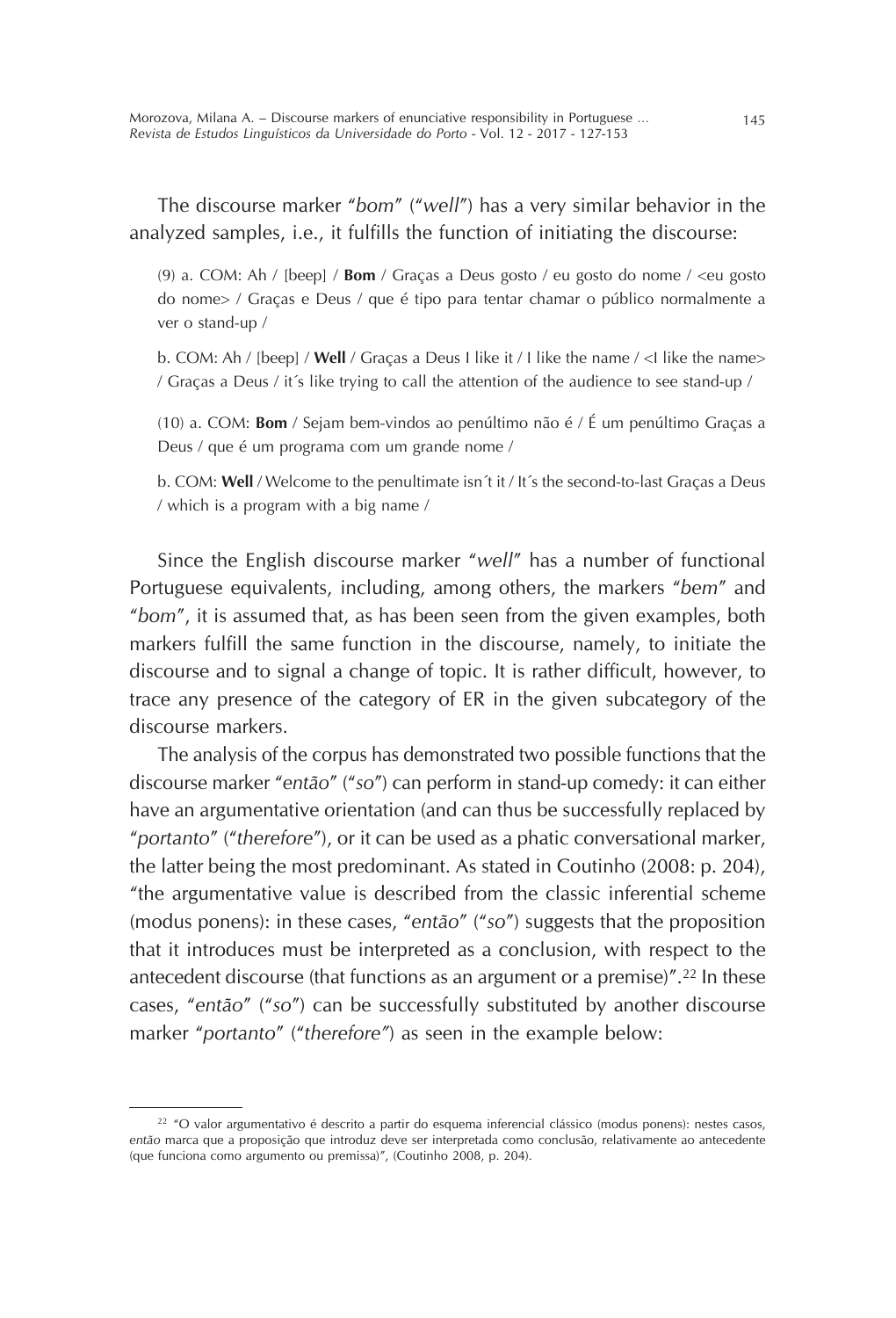The discourse marker "*bom*" ("*well*") has a very similar behavior in the analyzed samples, i.e., it fulfills the function of initiating the discourse:

> (9) a. COM: Ah / [beep] / **Bom** / Graças a Deus gosto / eu gosto do nome / <eu gosto do nome> / Graças e Deus / que é tipo para tentar chamar o público normalmente a ver o stand-up /
>
> b. COM: Ah / [beep] / **Well** / Graças a Deus I like it / I like the name / <I like the name> / Graças a Deus / it´s like trying to call the attention of the audience to see stand-up /
>
> (10) a. COM: **Bom** / Sejam bem-vindos ao penúltimo não é / É um penúltimo Graças a Deus / que é um programa com um grande nome /
>
> b. COM: **Well** / Welcome to the penultimate isn´t it / It´s the second-to-last Graças a Deus / which is a program with a big name /

Since the English discourse marker "*well*" has a number of functional Portuguese equivalents, including, among others, the markers "*bem*" and "*bom*", it is assumed that, as has been seen from the given examples, both markers fulfill the same function in the discourse, namely, to initiate the discourse and to signal a change of topic. It is rather difficult, however, to trace any presence of the category of ER in the given subcategory of the discourse markers.

The analysis of the corpus has demonstrated two possible functions that the discourse marker "*então*" ("*so*") can perform in stand-up comedy: it can either have an argumentative orientation (and can thus be successfully replaced by "*portanto*" ("*therefore*"), or it can be used as a phatic conversational marker, the latter being the most predominant. As stated in Coutinho (2008: p. 204), "the argumentative value is described from the classic inferential scheme (modus ponens): in these cases, "*então*" ("*so*") suggests that the proposition that it introduces must be interpreted as a conclusion, with respect to the antecedent discourse (that functions as an argument or a premise)".[22] In these cases, "*então*" ("*so*") can be successfully substituted by another discourse marker "*portanto*" ("*therefore"*) as seen in the example below:

---

[22] "O valor argumentativo é descrito a partir do esquema inferencial clássico (modus ponens): nestes casos, *então* marca que a proposição que introduz deve ser interpretada como conclusão, relativamente ao antecedente (que funciona como argumento ou premissa)", (Coutinho 2008, p. 204).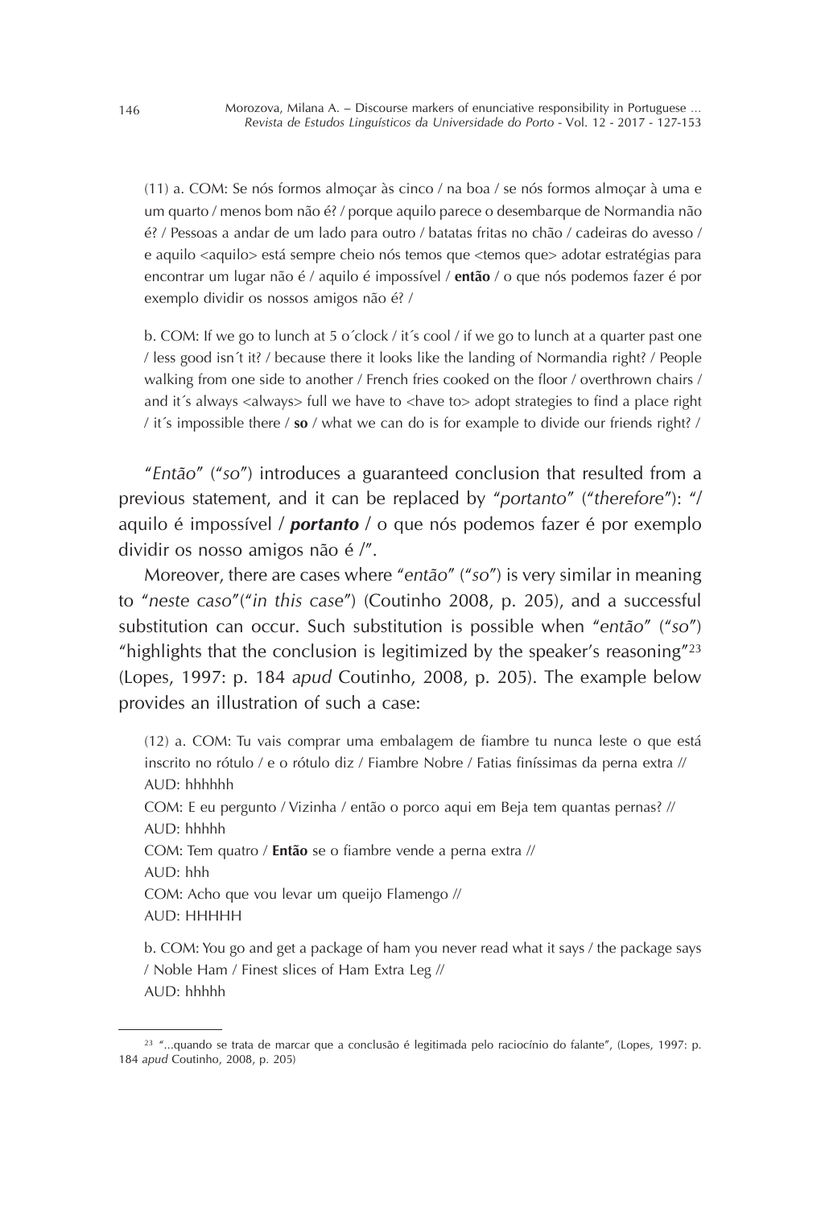(11) a. COM: Se nós formos almoçar às cinco / na boa / se nós formos almoçar à uma e um quarto / menos bom não é? / porque aquilo parece o desembarque de Normandia não é? / Pessoas a andar de um lado para outro / batatas fritas no chão / cadeiras do avesso / e aquilo <aquilo> está sempre cheio nós temos que <temos que> adotar estratégias para encontrar um lugar não é / aquilo é impossível / **então** / o que nós podemos fazer é por exemplo dividir os nossos amigos não é? /

b. COM: If we go to lunch at 5 o´clock / it´s cool / if we go to lunch at a quarter past one / less good isn´t it? / because there it looks like the landing of Normandia right? / People walking from one side to another / French fries cooked on the floor / overthrown chairs / and it´s always <always> full we have to <have to> adopt strategies to find a place right / it´s impossible there / **so** / what we can do is for example to divide our friends right? /

"*Então*" ("*so*") introduces a guaranteed conclusion that resulted from a previous statement, and it can be replaced by "*portanto*" ("*therefore*"): "/ aquilo é impossível / ***portanto*** / o que nós podemos fazer é por exemplo dividir os nosso amigos não é /".

Moreover, there are cases where "*então*" ("*so*") is very similar in meaning to "*neste caso*"("*in this case*") (Coutinho 2008, p. 205), and a successful substitution can occur. Such substitution is possible when "*então*" ("*so*") "highlights that the conclusion is legitimized by the speaker's reasoning"[23] (Lopes, 1997: p. 184 *apud* Coutinho, 2008, p. 205). The example below provides an illustration of such a case:

(12) a. COM: Tu vais comprar uma embalagem de fiambre tu nunca leste o que está inscrito no rótulo / e o rótulo diz / Fiambre Nobre / Fatias finíssimas da perna extra //
AUD: hhhhhh
COM: E eu pergunto / Vizinha / então o porco aqui em Beja tem quantas pernas? //
AUD: hhhhh
COM: Tem quatro / **Então** se o fiambre vende a perna extra //
AUD: hhh
COM: Acho que vou levar um queijo Flamengo //
AUD: HHHHH

b. COM: You go and get a package of ham you never read what it says / the package says / Noble Ham / Finest slices of Ham Extra Leg //
AUD: hhhhh

[23] "...quando se trata de marcar que a conclusão é legitimada pelo raciocínio do falante", (Lopes, 1997: p. 184 *apud* Coutinho, 2008, p. 205)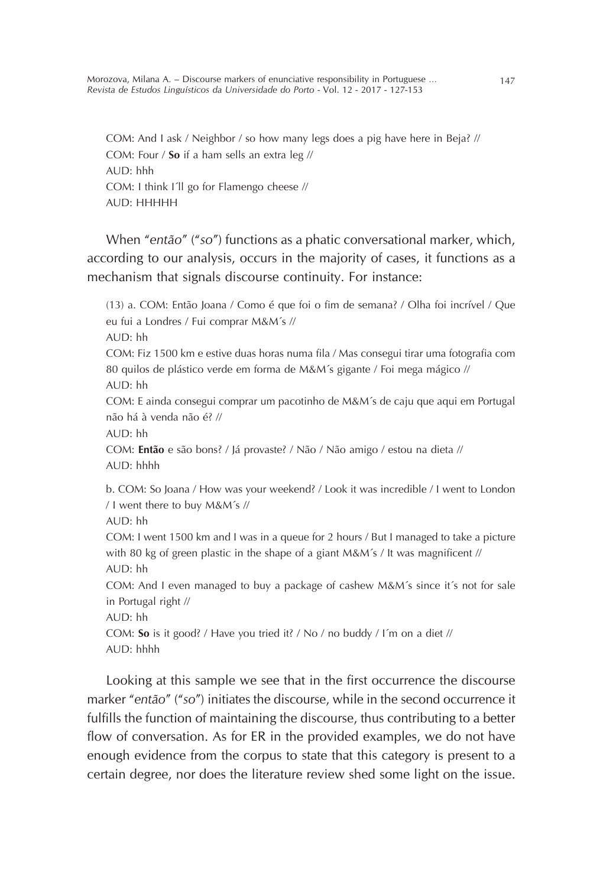COM: And I ask / Neighbor / so how many legs does a pig have here in Beja? //
COM: Four / **So** if a ham sells an extra leg //
AUD: hhh
COM: I think I´ll go for Flamengo cheese //
AUD: HHHHH

When "*então*" ("*so*") functions as a phatic conversational marker, which, according to our analysis, occurs in the majority of cases, it functions as a mechanism that signals discourse continuity. For instance:

(13) a. COM: Então Joana / Como é que foi o fim de semana? / Olha foi incrível / Que eu fui a Londres / Fui comprar M&M´s //
AUD: hh
COM: Fiz 1500 km e estive duas horas numa fila / Mas consegui tirar uma fotografia com 80 quilos de plástico verde em forma de M&M´s gigante / Foi mega mágico //
AUD: hh
COM: E ainda consegui comprar um pacotinho de M&M´s de caju que aqui em Portugal não há à venda não é? //
AUD: hh
COM: **Então** e são bons? / Já provaste? / Não / Não amigo / estou na dieta //
AUD: hhhh

b. COM: So Joana / How was your weekend? / Look it was incredible / I went to London / I went there to buy M&M´s //
AUD: hh
COM: I went 1500 km and I was in a queue for 2 hours / But I managed to take a picture with 80 kg of green plastic in the shape of a giant M&M´s / It was magnificent //
AUD: hh
COM: And I even managed to buy a package of cashew M&M´s since it´s not for sale in Portugal right //
AUD: hh
COM: **So** is it good? / Have you tried it? / No / no buddy / I´m on a diet //
AUD: hhhh

Looking at this sample we see that in the first occurrence the discourse marker "*então*" ("*so*") initiates the discourse, while in the second occurrence it fulfills the function of maintaining the discourse, thus contributing to a better flow of conversation. As for ER in the provided examples, we do not have enough evidence from the corpus to state that this category is present to a certain degree, nor does the literature review shed some light on the issue.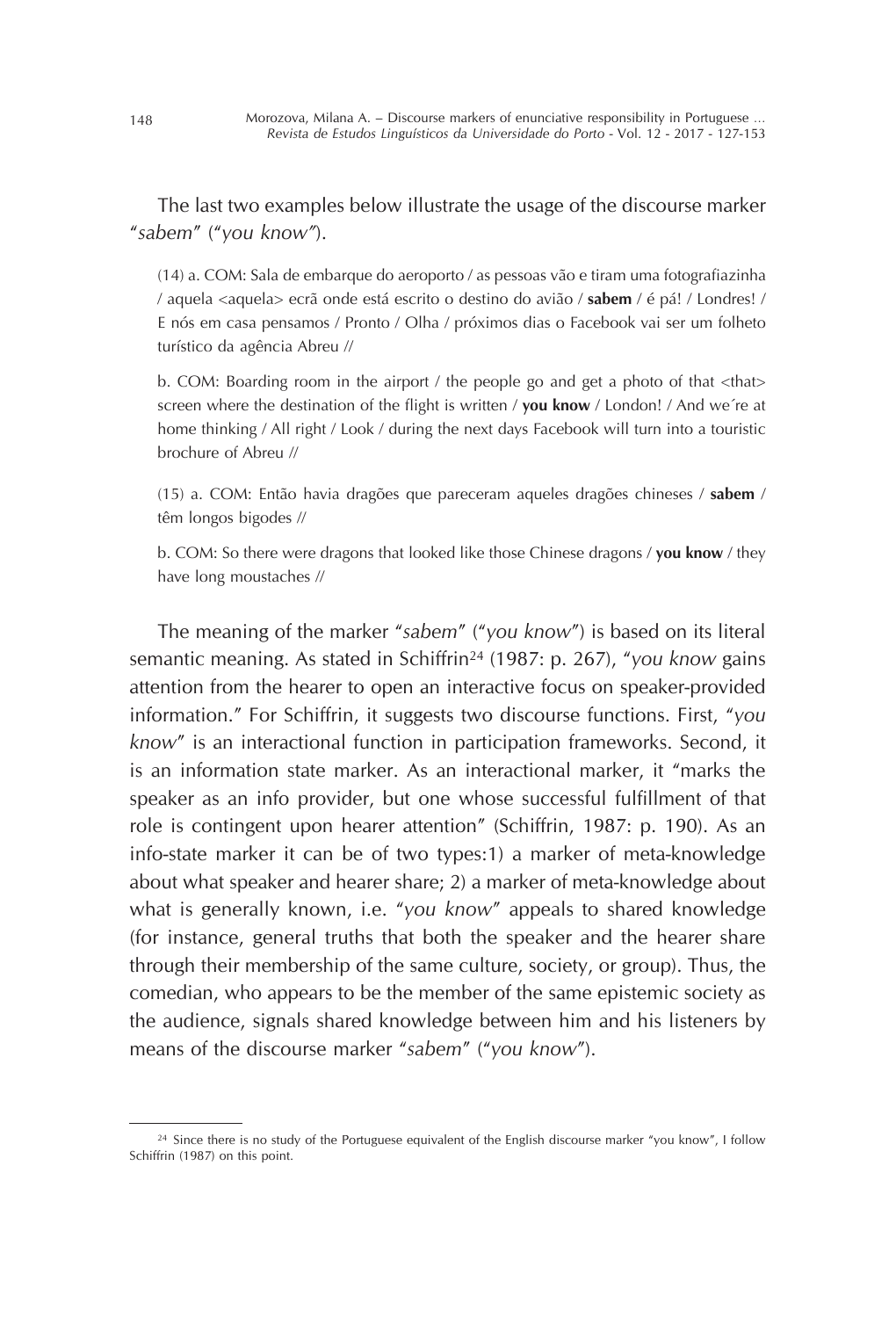The last two examples below illustrate the usage of the discourse marker "*sabem*" ("*you know*").

(14) a. COM: Sala de embarque do aeroporto / as pessoas vão e tiram uma fotografiazinha / aquela <aquela> ecrã onde está escrito o destino do avião / **sabem** / é pá! / Londres! / E nós em casa pensamos / Pronto / Olha / próximos dias o Facebook vai ser um folheto turístico da agência Abreu //

b. COM: Boarding room in the airport / the people go and get a photo of that <that> screen where the destination of the flight is written / **you know** / London! / And we´re at home thinking / All right / Look / during the next days Facebook will turn into a touristic brochure of Abreu //

(15) a. COM: Então havia dragões que pareceram aqueles dragões chineses / **sabem** / têm longos bigodes //

b. COM: So there were dragons that looked like those Chinese dragons / **you know** / they have long moustaches //

The meaning of the marker "*sabem*" ("*you know*") is based on its literal semantic meaning. As stated in Schiffrin[24] (1987: p. 267), "*you know* gains attention from the hearer to open an interactive focus on speaker-provided information." For Schiffrin, it suggests two discourse functions. First, "*you know*" is an interactional function in participation frameworks. Second, it is an information state marker. As an interactional marker, it "marks the speaker as an info provider, but one whose successful fulfillment of that role is contingent upon hearer attention" (Schiffrin, 1987: p. 190). As an info-state marker it can be of two types:1) a marker of meta-knowledge about what speaker and hearer share; 2) a marker of meta-knowledge about what is generally known, i.e. "*you know*" appeals to shared knowledge (for instance, general truths that both the speaker and the hearer share through their membership of the same culture, society, or group). Thus, the comedian, who appears to be the member of the same epistemic society as the audience, signals shared knowledge between him and his listeners by means of the discourse marker "*sabem*" ("*you know*").

---

[24] Since there is no study of the Portuguese equivalent of the English discourse marker "you know", I follow Schiffrin (1987) on this point.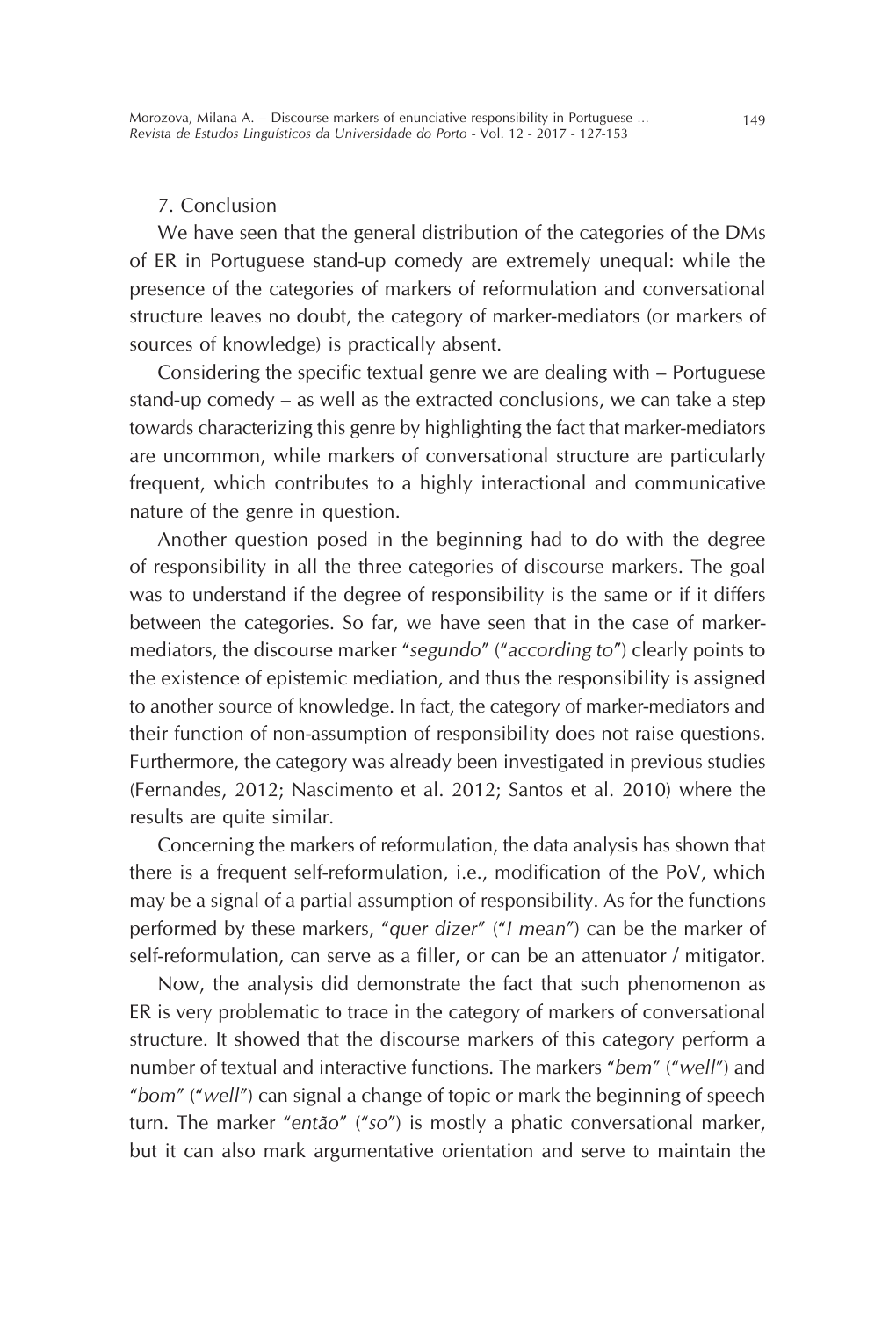## 7. Conclusion

We have seen that the general distribution of the categories of the DMs of ER in Portuguese stand-up comedy are extremely unequal: while the presence of the categories of markers of reformulation and conversational structure leaves no doubt, the category of marker-mediators (or markers of sources of knowledge) is practically absent.

Considering the specific textual genre we are dealing with – Portuguese stand-up comedy – as well as the extracted conclusions, we can take a step towards characterizing this genre by highlighting the fact that marker-mediators are uncommon, while markers of conversational structure are particularly frequent, which contributes to a highly interactional and communicative nature of the genre in question.

Another question posed in the beginning had to do with the degree of responsibility in all the three categories of discourse markers. The goal was to understand if the degree of responsibility is the same or if it differs between the categories. So far, we have seen that in the case of marker-mediators, the discourse marker "*segundo*" ("*according to*") clearly points to the existence of epistemic mediation, and thus the responsibility is assigned to another source of knowledge. In fact, the category of marker-mediators and their function of non-assumption of responsibility does not raise questions. Furthermore, the category was already been investigated in previous studies (Fernandes, 2012; Nascimento et al. 2012; Santos et al. 2010) where the results are quite similar.

Concerning the markers of reformulation, the data analysis has shown that there is a frequent self-reformulation, i.e., modification of the PoV, which may be a signal of a partial assumption of responsibility. As for the functions performed by these markers, "*quer dizer*" ("*I mean*") can be the marker of self-reformulation, can serve as a filler, or can be an attenuator / mitigator.

Now, the analysis did demonstrate the fact that such phenomenon as ER is very problematic to trace in the category of markers of conversational structure. It showed that the discourse markers of this category perform a number of textual and interactive functions. The markers "*bem*" ("*well*") and "*bom*" ("*well*") can signal a change of topic or mark the beginning of speech turn. The marker "*então*" ("*so*") is mostly a phatic conversational marker, but it can also mark argumentative orientation and serve to maintain the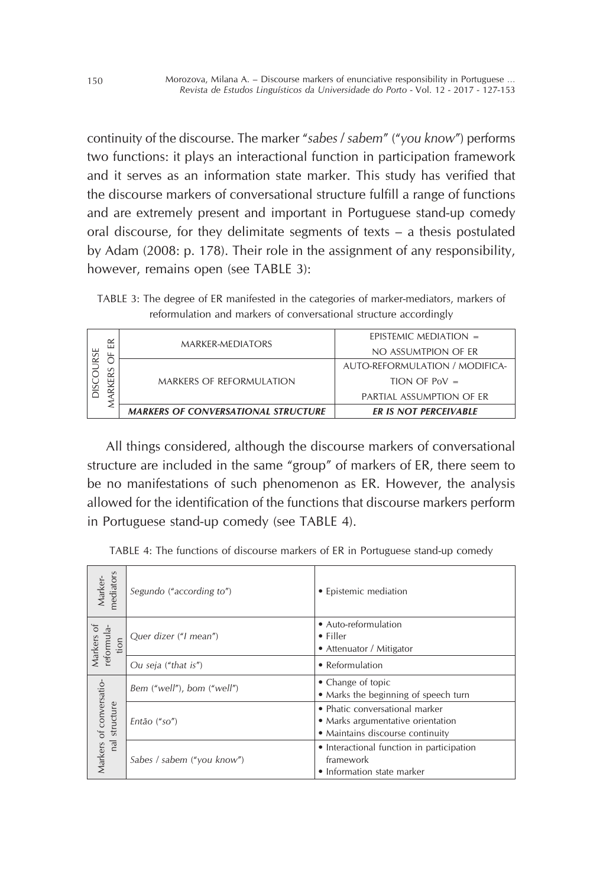continuity of the discourse. The marker "*sabes / sabem*" ("*you know*") performs two functions: it plays an interactional function in participation framework and it serves as an information state marker. This study has verified that the discourse markers of conversational structure fulfill a range of functions and are extremely present and important in Portuguese stand-up comedy oral discourse, for they delimitate segments of texts – a thesis postulated by Adam (2008: p. 178). Their role in the assignment of any responsibility, however, remains open (see TABLE 3):

TABLE 3: The degree of ER manifested in the categories of marker-mediators, markers of reformulation and markers of conversational structure accordingly

| DISCOURSE MARKERS OF ER | MARKER-MEDIATORS | EPISTEMIC MEDIATION = NO ASSUMTPION OF ER |
|---|---|---|
| | MARKERS OF REFORMULATION | AUTO-REFORMULATION / MODIFICATION OF PoV = PARTIAL ASSUMPTION OF ER |
| | ***MARKERS OF CONVERSATIONAL STRUCTURE*** | ***ER IS NOT PERCEIVABLE*** |

All things considered, although the discourse markers of conversational structure are included in the same "group" of markers of ER, there seem to be no manifestations of such phenomenon as ER. However, the analysis allowed for the identification of the functions that discourse markers perform in Portuguese stand-up comedy (see TABLE 4).

TABLE 4: The functions of discourse markers of ER in Portuguese stand-up comedy

| Marker-mediators | *Segundo* ("*according to*") | • Epistemic mediation |
|---|---|---|
| Markers of reformulation | *Quer dizer* ("*I mean*") | • Auto-reformulation<br>• Filler<br>• Attenuator / Mitigator |
| | *Ou seja* ("*that is*") | • Reformulation |
| Markers of conversational structure | *Bem* ("*well*"), *bom* ("*well*") | • Change of topic<br>• Marks the beginning of speech turn |
| | *Então* ("*so*") | • Phatic conversational marker<br>• Marks argumentative orientation<br>• Maintains discourse continuity |
| | *Sabes / sabem* ("*you know*") | • Interactional function in participation framework<br>• Information state marker |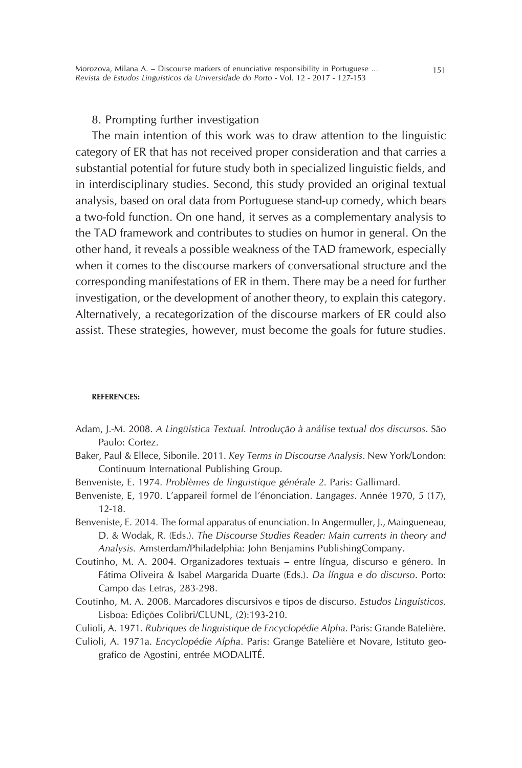## 8. Prompting further investigation

The main intention of this work was to draw attention to the linguistic category of ER that has not received proper consideration and that carries a substantial potential for future study both in specialized linguistic fields, and in interdisciplinary studies. Second, this study provided an original textual analysis, based on oral data from Portuguese stand-up comedy, which bears a two-fold function. On one hand, it serves as a complementary analysis to the TAD framework and contributes to studies on humor in general. On the other hand, it reveals a possible weakness of the TAD framework, especially when it comes to the discourse markers of conversational structure and the corresponding manifestations of ER in them. There may be a need for further investigation, or the development of another theory, to explain this category. Alternatively, a recategorization of the discourse markers of ER could also assist. These strategies, however, must become the goals for future studies.

**REFERENCES:**

Adam, J.-M. 2008. *A Lingüística Textual. Introdução à análise textual dos discursos*. São Paulo: Cortez.

Baker, Paul & Ellece, Sibonile. 2011. *Key Terms in Discourse Analysis*. New York/London: Continuum International Publishing Group.

Benveniste, E. 1974. *Problèmes de linguistique générale 2*. Paris: Gallimard.

Benveniste, E, 1970. L'appareil formel de l'énonciation. *Langages*. Année 1970, 5 (17), 12-18.

Benveniste, E. 2014. The formal apparatus of enunciation. In Angermuller, J., Maingueneau, D. & Wodak, R. (Eds.). *The Discourse Studies Reader: Main currents in theory and Analysis*. Amsterdam/Philadelphia: John Benjamins PublishingCompany.

Coutinho, M. A. 2004. Organizadores textuais – entre língua, discurso e género. In Fátima Oliveira & Isabel Margarida Duarte (Eds.). *Da língua e do discurso*. Porto: Campo das Letras, 283-298.

Coutinho, M. A. 2008. Marcadores discursivos e tipos de discurso. *Estudos Linguísticos*. Lisboa: Edições Colibri/CLUNL, (2):193-210.

Culioli, A. 1971. *Rubriques de linguistique de Encyclopédie Alpha*. Paris: Grande Batelière.

Culioli, A. 1971a. *Encyclopédie Alpha*. Paris: Grange Batelière et Novare, Istituto geografico de Agostini, entrée MODALITÉ.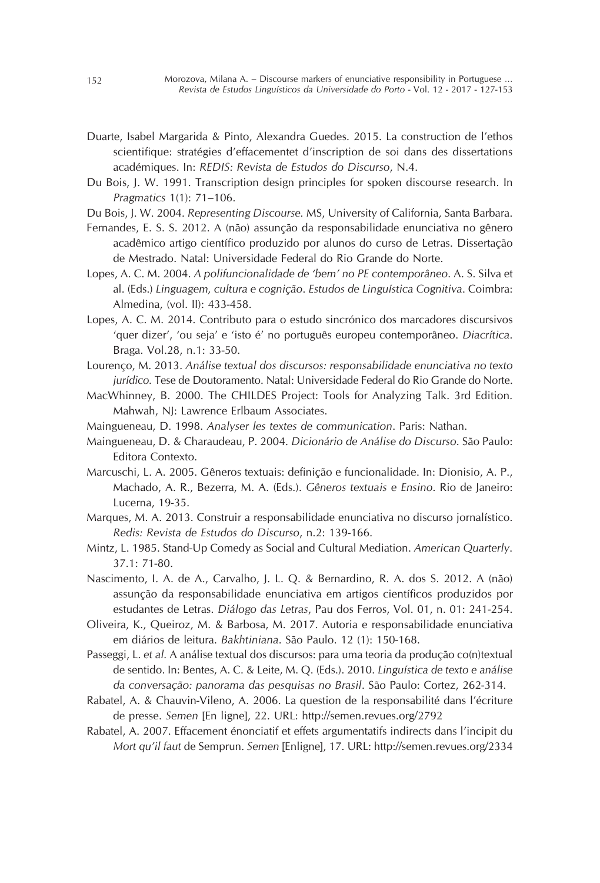Duarte, Isabel Margarida & Pinto, Alexandra Guedes. 2015. La construction de l'ethos scientifique: stratégies d'effacementet d'inscription de soi dans des dissertations académiques. In: *REDIS: Revista de Estudos do Discurso*, N.4.

Du Bois, J. W. 1991. Transcription design principles for spoken discourse research. In *Pragmatics* 1(1): 71–106.

Du Bois, J. W. 2004. *Representing Discourse.* MS, University of California, Santa Barbara.

Fernandes, E. S. S. 2012. A (não) assunção da responsabilidade enunciativa no gênero acadêmico artigo científico produzido por alunos do curso de Letras. Dissertação de Mestrado. Natal: Universidade Federal do Rio Grande do Norte.

Lopes, A. C. M. 2004. *A polifuncionalidade de 'bem' no PE contemporâneo*. A. S. Silva et al. (Eds.) *Linguagem, cultura e cognição*. *Estudos de Linguística Cognitiva*. Coimbra: Almedina, (vol. II): 433-458.

Lopes, A. C. M. 2014. Contributo para o estudo sincrónico dos marcadores discursivos 'quer dizer', 'ou seja' e 'isto é' no português europeu contemporâneo. *Diacrítica*. Braga. Vol.28, n.1: 33-50.

Lourenço, M. 2013. *Análise textual dos discursos: responsabilidade enunciativa no texto jurídico.* Tese de Doutoramento. Natal: Universidade Federal do Rio Grande do Norte.

MacWhinney, B. 2000. The CHILDES Project: Tools for Analyzing Talk. 3rd Edition. Mahwah, NJ: Lawrence Erlbaum Associates.

Maingueneau, D. 1998. *Analyser les textes de communication*. Paris: Nathan.

Maingueneau, D. & Charaudeau, P. 2004. *Dicionário de Análise do Discurso*. São Paulo: Editora Contexto.

Marcuschi, L. A. 2005. Gêneros textuais: definição e funcionalidade. In: Dionisio, A. P., Machado, A. R., Bezerra, M. A. (Eds.). *Gêneros textuais e Ensino*. Rio de Janeiro: Lucerna, 19-35.

Marques, M. A. 2013. Construir a responsabilidade enunciativa no discurso jornalístico. *Redis: Revista de Estudos do Discurso*, n.2: 139-166.

Mintz, L. 1985. Stand-Up Comedy as Social and Cultural Mediation. *American Quarterly*. 37.1: 71-80.

Nascimento, I. A. de A., Carvalho, J. L. Q. & Bernardino, R. A. dos S. 2012. A (não) assunção da responsabilidade enunciativa em artigos científicos produzidos por estudantes de Letras. *Diálogo das Letras*, Pau dos Ferros, Vol. 01, n. 01: 241-254.

Oliveira, K., Queiroz, M. & Barbosa, M. 2017. Autoria e responsabilidade enunciativa em diários de leitura. *Bakhtiniana*. São Paulo. 12 (1): 150-168.

Passeggi, L. *et al.* A análise textual dos discursos: para uma teoria da produção co(n)textual de sentido. In: Bentes, A. C. & Leite, M. Q. (Eds.). 2010. *Linguística de texto e análise da conversação: panorama das pesquisas no Brasil*. São Paulo: Cortez, 262-314.

Rabatel, A. & Chauvin-Vileno, A. 2006. La question de la responsabilité dans l'écriture de presse. *Semen* [En ligne], 22. URL: http://semen.revues.org/2792

Rabatel, A. 2007. Effacement énonciatif et effets argumentatifs indirects dans l'incipit du *Mort qu'il faut* de Semprun. *Semen* [Enligne], 17. URL: http://semen.revues.org/2334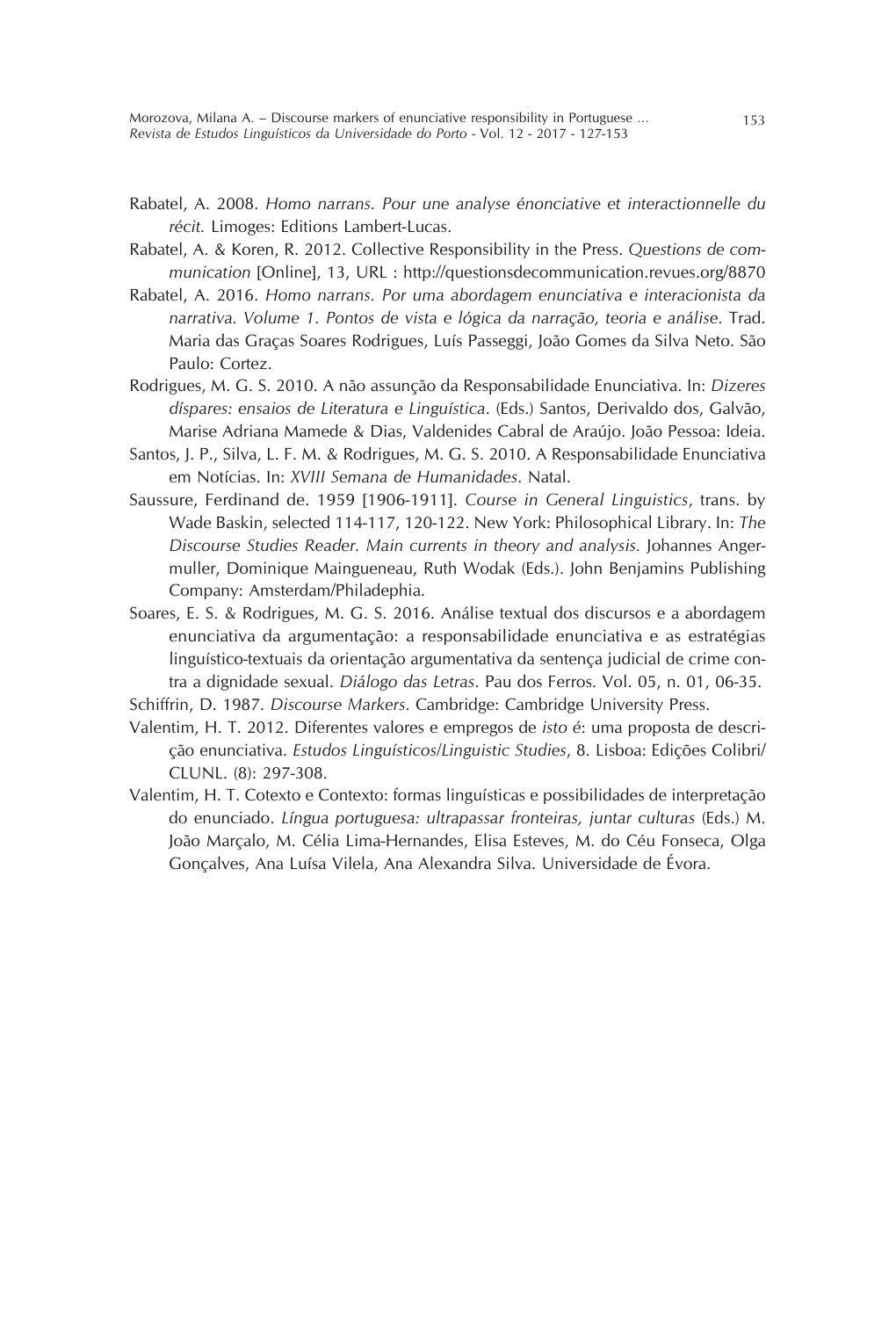Rabatel, A. 2008. *Homo narrans. Pour une analyse énonciative et interactionnelle du récit.* Limoges: Editions Lambert-Lucas.

Rabatel, A. & Koren, R. 2012. Collective Responsibility in the Press. *Questions de communication* [Online], 13, URL : http://questionsdecommunication.revues.org/8870

Rabatel, A. 2016. *Homo narrans. Por uma abordagem enunciativa e interacionista da narrativa. Volume 1. Pontos de vista e lógica da narração, teoria e análise*. Trad. Maria das Graças Soares Rodrigues, Luís Passeggi, João Gomes da Silva Neto. São Paulo: Cortez.

Rodrigues, M. G. S. 2010. A não assunção da Responsabilidade Enunciativa. In: *Dizeres díspares: ensaios de Literatura e Linguística*. (Eds.) Santos, Derivaldo dos, Galvão, Marise Adriana Mamede & Dias, Valdenides Cabral de Araújo. João Pessoa: Ideia.

Santos, J. P., Silva, L. F. M. & Rodrigues, M. G. S. 2010. A Responsabilidade Enunciativa em Notícias. In: *XVIII Semana de Humanidades*. Natal.

Saussure, Ferdinand de. 1959 [1906-1911]. *Course in General Linguistics*, trans. by Wade Baskin, selected 114-117, 120-122. New York: Philosophical Library. In: *The Discourse Studies Reader. Main currents in theory and analysis.* Johannes Angermuller, Dominique Maingueneau, Ruth Wodak (Eds.). John Benjamins Publishing Company: Amsterdam/Philadephia.

Soares, E. S. & Rodrigues, M. G. S. 2016. Análise textual dos discursos e a abordagem enunciativa da argumentação: a responsabilidade enunciativa e as estratégias linguístico-textuais da orientação argumentativa da sentença judicial de crime contra a dignidade sexual. *Diálogo das Letras*. Pau dos Ferros. Vol. 05, n. 01, 06-35.

Schiffrin, D. 1987. *Discourse Markers*. Cambridge: Cambridge University Press.

Valentim, H. T. 2012. Diferentes valores e empregos de *isto é*: uma proposta de descrição enunciativa. *Estudos Linguísticos/Linguistic Studies*, 8. Lisboa: Edições Colibri/ CLUNL. (8): 297-308.

Valentim, H. T. Cotexto e Contexto: formas linguísticas e possibilidades de interpretação do enunciado. *Língua portuguesa: ultrapassar fronteiras, juntar culturas* (Eds.) M. João Marçalo, M. Célia Lima-Hernandes, Elisa Esteves, M. do Céu Fonseca, Olga Gonçalves, Ana Luísa Vilela, Ana Alexandra Silva. Universidade de Évora.